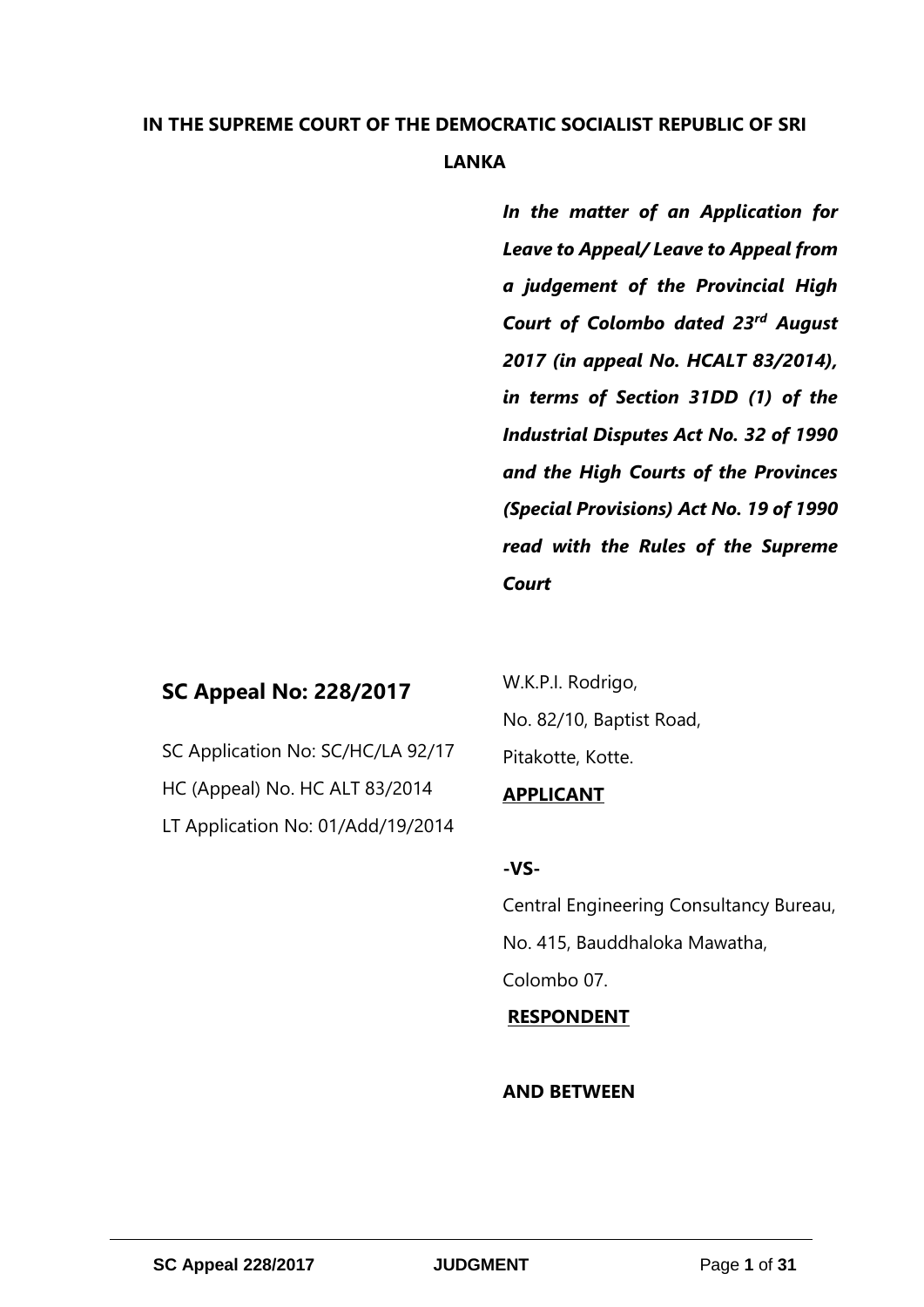**IN THE SUPREME COURT OF THE DEMOCRATIC SOCIALIST REPUBLIC OF SRI LANKA**

***In the matter of an Application for Leave to Appeal/ Leave to Appeal from a judgement of the Provincial High Court of Colombo dated 23rd August 2017 (in appeal No. HCALT 83/2014), in terms of Section 31DD (1) of the Industrial Disputes Act No. 32 of 1990 and the High Courts of the Provinces (Special Provisions) Act No. 19 of 1990 read with the Rules of the Supreme Court***

**SC Appeal No: 228/2017**

SC Application No: SC/HC/LA 92/17

HC (Appeal) No. HC ALT 83/2014

LT Application No: 01/Add/19/2014

W.K.P.I. Rodrigo,
No. 82/10, Baptist Road,
Pitakotte, Kotte.

**APPLICANT**

**-VS-**

Central Engineering Consultancy Bureau,
No. 415, Bauddhaloka Mawatha,
Colombo 07.

**RESPONDENT**

**AND BETWEEN**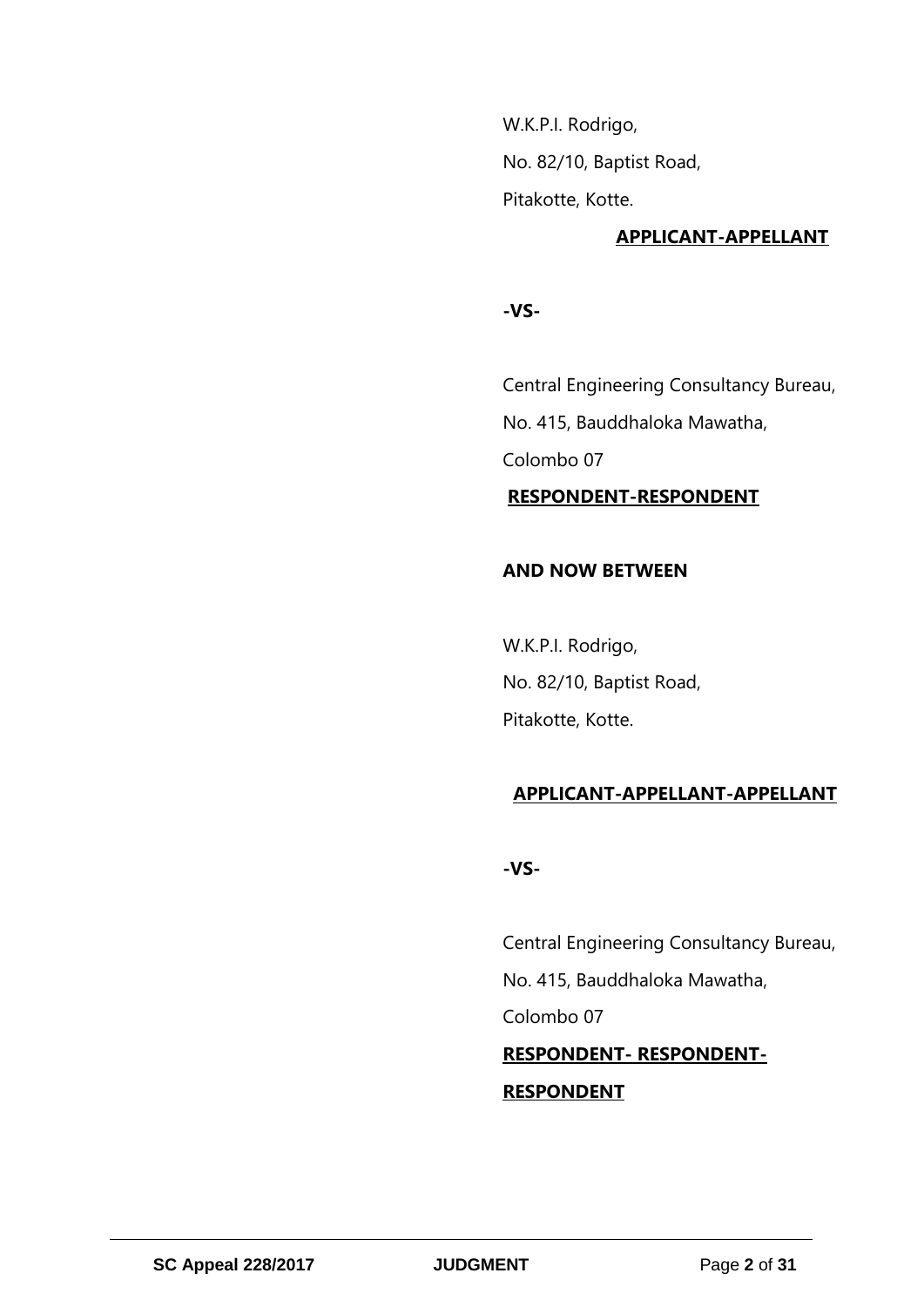W.K.P.I. Rodrigo,

No. 82/10, Baptist Road,

Pitakotte, Kotte.

**APPLICANT-APPELLANT**

**-VS-**

Central Engineering Consultancy Bureau,

No. 415, Bauddhaloka Mawatha,

Colombo 07

**RESPONDENT-RESPONDENT**

**AND NOW BETWEEN**

W.K.P.I. Rodrigo,

No. 82/10, Baptist Road,

Pitakotte, Kotte.

**APPLICANT-APPELLANT-APPELLANT**

**-VS-**

Central Engineering Consultancy Bureau,

No. 415, Bauddhaloka Mawatha,

Colombo 07

**RESPONDENT- RESPONDENT-RESPONDENT**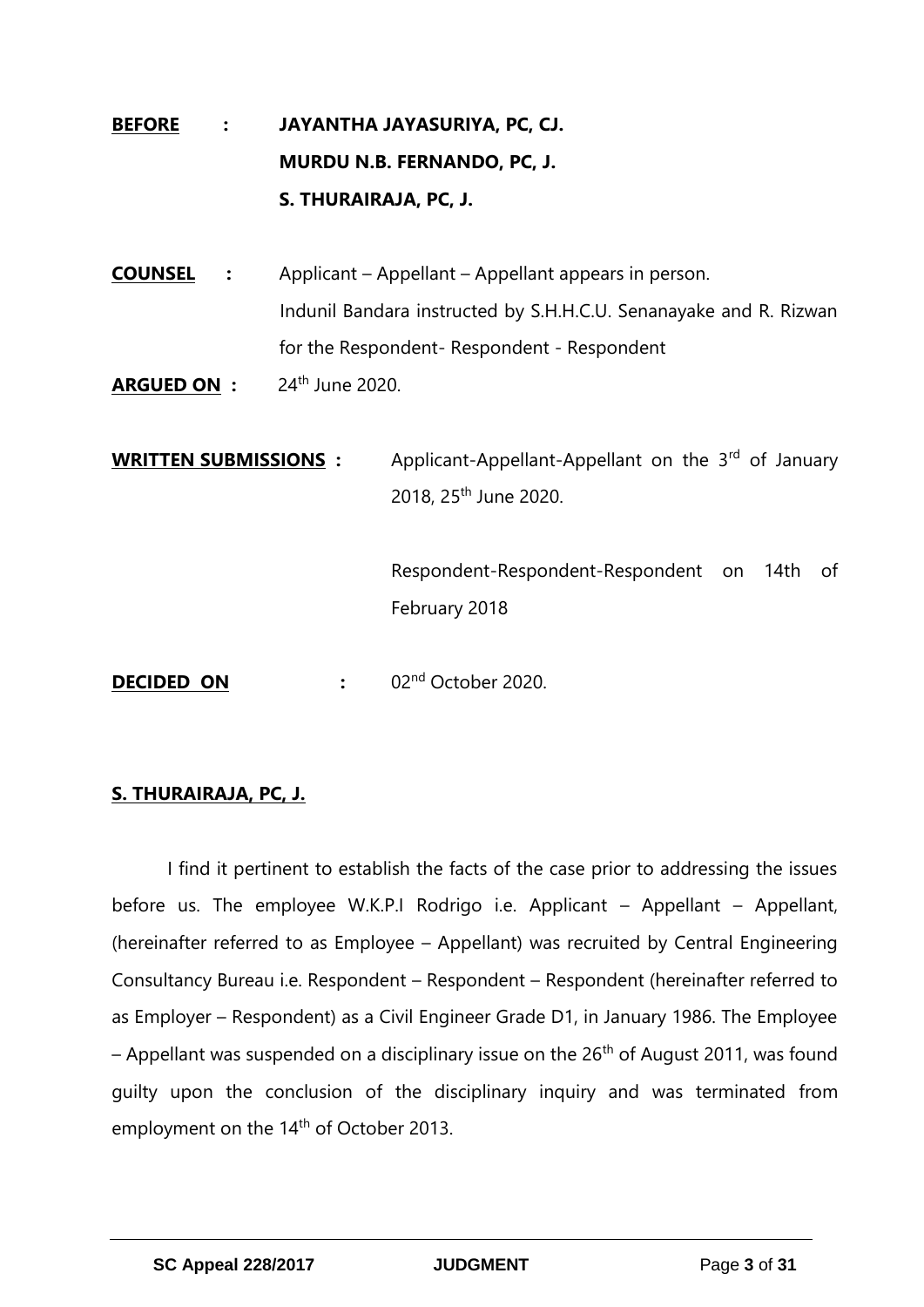**BEFORE** : **JAYANTHA JAYASURIYA, PC, CJ.**
**MURDU N.B. FERNANDO, PC, J.**
**S. THURAIRAJA, PC, J.**

**COUNSEL** : Applicant – Appellant – Appellant appears in person.
Indunil Bandara instructed by S.H.H.C.U. Senanayake and R. Rizwan for the Respondent- Respondent - Respondent

**ARGUED ON** : 24th June 2020.

**WRITTEN SUBMISSIONS** : Applicant-Appellant-Appellant on the 3rd of January 2018, 25th June 2020.

Respondent-Respondent-Respondent on 14th of February 2018

**DECIDED ON** : 02nd October 2020.

**S. THURAIRAJA, PC, J.**

I find it pertinent to establish the facts of the case prior to addressing the issues before us. The employee W.K.P.I Rodrigo i.e. Applicant – Appellant – Appellant, (hereinafter referred to as Employee – Appellant) was recruited by Central Engineering Consultancy Bureau i.e. Respondent – Respondent – Respondent (hereinafter referred to as Employer – Respondent) as a Civil Engineer Grade D1, in January 1986. The Employee – Appellant was suspended on a disciplinary issue on the 26th of August 2011, was found guilty upon the conclusion of the disciplinary inquiry and was terminated from employment on the 14th of October 2013.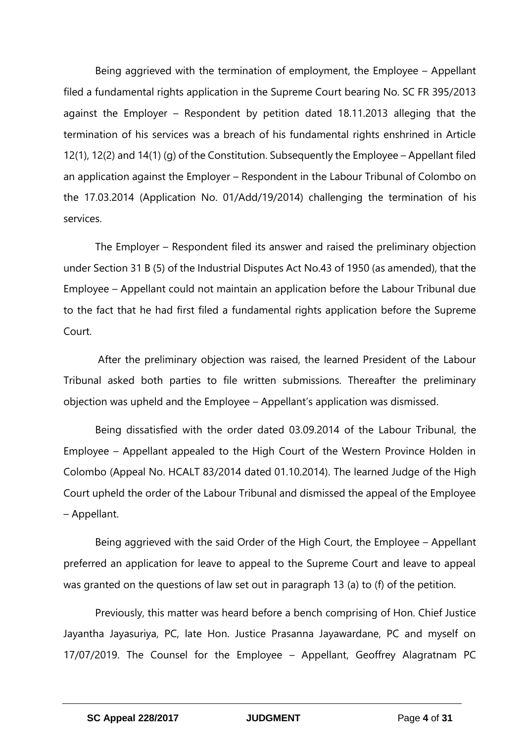Being aggrieved with the termination of employment, the Employee – Appellant filed a fundamental rights application in the Supreme Court bearing No. SC FR 395/2013 against the Employer – Respondent by petition dated 18.11.2013 alleging that the termination of his services was a breach of his fundamental rights enshrined in Article 12(1), 12(2) and 14(1) (g) of the Constitution. Subsequently the Employee – Appellant filed an application against the Employer – Respondent in the Labour Tribunal of Colombo on the 17.03.2014 (Application No. 01/Add/19/2014) challenging the termination of his services.

The Employer – Respondent filed its answer and raised the preliminary objection under Section 31 B (5) of the Industrial Disputes Act No.43 of 1950 (as amended), that the Employee – Appellant could not maintain an application before the Labour Tribunal due to the fact that he had first filed a fundamental rights application before the Supreme Court.

After the preliminary objection was raised, the learned President of the Labour Tribunal asked both parties to file written submissions. Thereafter the preliminary objection was upheld and the Employee – Appellant's application was dismissed.

Being dissatisfied with the order dated 03.09.2014 of the Labour Tribunal, the Employee – Appellant appealed to the High Court of the Western Province Holden in Colombo (Appeal No. HCALT 83/2014 dated 01.10.2014). The learned Judge of the High Court upheld the order of the Labour Tribunal and dismissed the appeal of the Employee – Appellant.

Being aggrieved with the said Order of the High Court, the Employee – Appellant preferred an application for leave to appeal to the Supreme Court and leave to appeal was granted on the questions of law set out in paragraph 13 (a) to (f) of the petition.

Previously, this matter was heard before a bench comprising of Hon. Chief Justice Jayantha Jayasuriya, PC, late Hon. Justice Prasanna Jayawardane, PC and myself on 17/07/2019. The Counsel for the Employee – Appellant, Geoffrey Alagratnam PC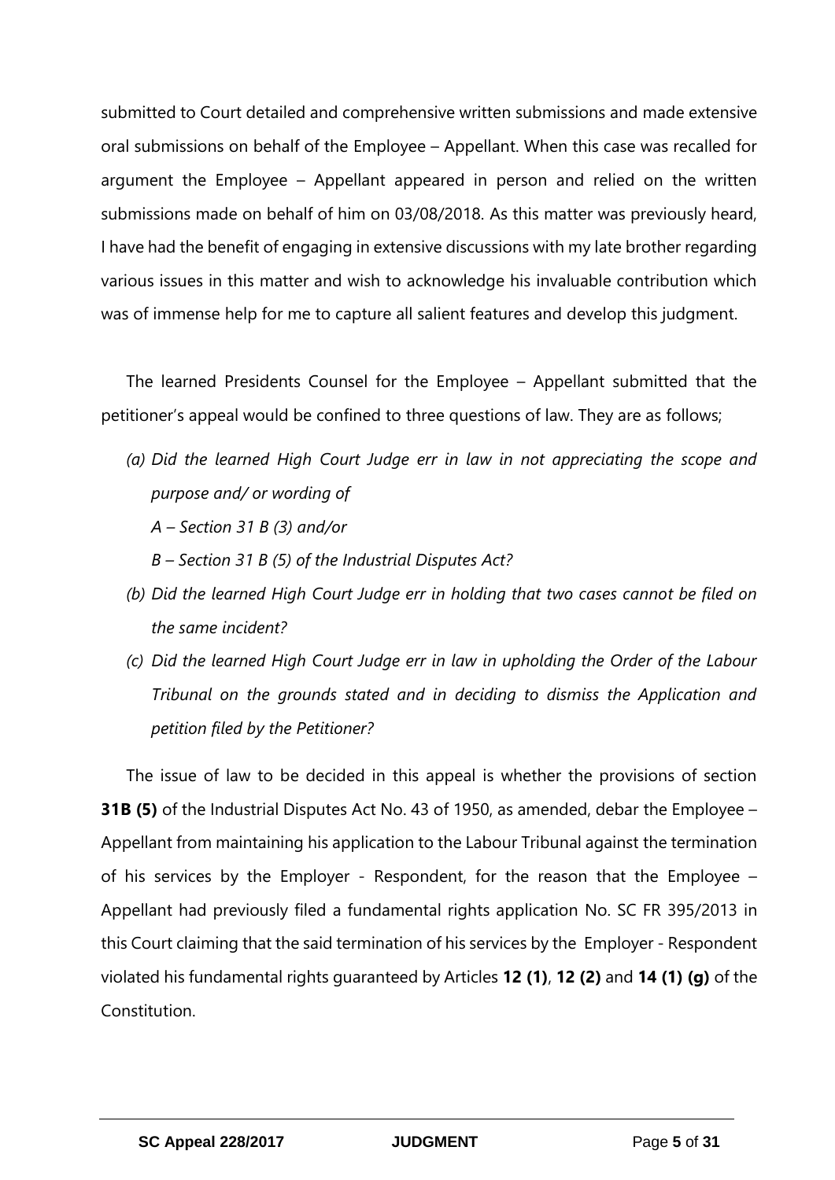submitted to Court detailed and comprehensive written submissions and made extensive oral submissions on behalf of the Employee – Appellant. When this case was recalled for argument the Employee – Appellant appeared in person and relied on the written submissions made on behalf of him on 03/08/2018. As this matter was previously heard, I have had the benefit of engaging in extensive discussions with my late brother regarding various issues in this matter and wish to acknowledge his invaluable contribution which was of immense help for me to capture all salient features and develop this judgment.

The learned Presidents Counsel for the Employee – Appellant submitted that the petitioner's appeal would be confined to three questions of law. They are as follows;

(a) *Did the learned High Court Judge err in law in not appreciating the scope and purpose and/ or wording of*

*A – Section 31 B (3) and/or*

*B – Section 31 B (5) of the Industrial Disputes Act?*

(b) *Did the learned High Court Judge err in holding that two cases cannot be filed on the same incident?*

(c) *Did the learned High Court Judge err in law in upholding the Order of the Labour Tribunal on the grounds stated and in deciding to dismiss the Application and petition filed by the Petitioner?*

The issue of law to be decided in this appeal is whether the provisions of section **31B (5)** of the Industrial Disputes Act No. 43 of 1950, as amended, debar the Employee – Appellant from maintaining his application to the Labour Tribunal against the termination of his services by the Employer - Respondent, for the reason that the Employee – Appellant had previously filed a fundamental rights application No. SC FR 395/2013 in this Court claiming that the said termination of his services by the Employer - Respondent violated his fundamental rights guaranteed by Articles **12 (1)**, **12 (2)** and **14 (1) (g)** of the Constitution.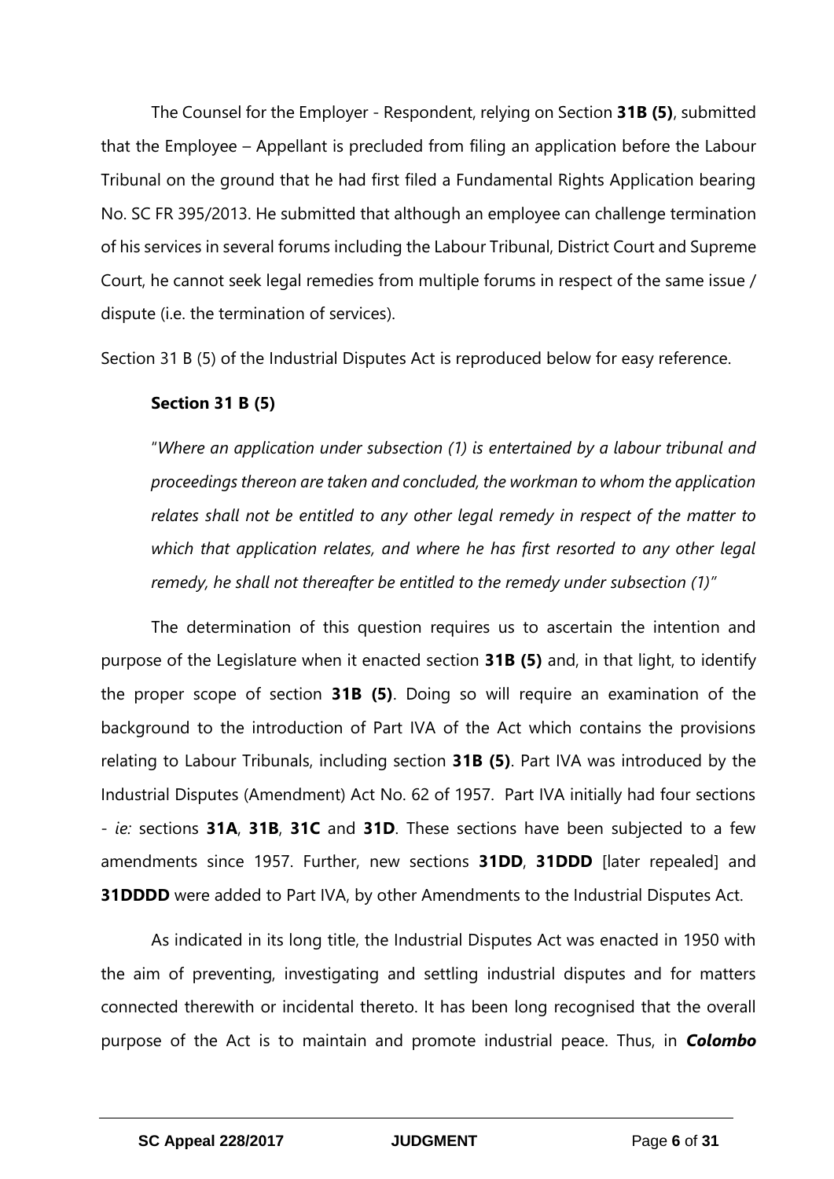The Counsel for the Employer - Respondent, relying on Section **31B (5)**, submitted that the Employee – Appellant is precluded from filing an application before the Labour Tribunal on the ground that he had first filed a Fundamental Rights Application bearing No. SC FR 395/2013. He submitted that although an employee can challenge termination of his services in several forums including the Labour Tribunal, District Court and Supreme Court, he cannot seek legal remedies from multiple forums in respect of the same issue / dispute (i.e. the termination of services).

Section 31 B (5) of the Industrial Disputes Act is reproduced below for easy reference.

**Section 31 B (5)**

"*Where an application under subsection (1) is entertained by a labour tribunal and proceedings thereon are taken and concluded, the workman to whom the application relates shall not be entitled to any other legal remedy in respect of the matter to which that application relates, and where he has first resorted to any other legal remedy, he shall not thereafter be entitled to the remedy under subsection (1)*"

The determination of this question requires us to ascertain the intention and purpose of the Legislature when it enacted section **31B (5)** and, in that light, to identify the proper scope of section **31B (5)**. Doing so will require an examination of the background to the introduction of Part IVA of the Act which contains the provisions relating to Labour Tribunals, including section **31B (5)**. Part IVA was introduced by the Industrial Disputes (Amendment) Act No. 62 of 1957. Part IVA initially had four sections - *ie:* sections **31A**, **31B**, **31C** and **31D**. These sections have been subjected to a few amendments since 1957. Further, new sections **31DD**, **31DDD** [later repealed] and **31DDDD** were added to Part IVA, by other Amendments to the Industrial Disputes Act.

As indicated in its long title, the Industrial Disputes Act was enacted in 1950 with the aim of preventing, investigating and settling industrial disputes and for matters connected therewith or incidental thereto. It has been long recognised that the overall purpose of the Act is to maintain and promote industrial peace. Thus, in ***Colombo***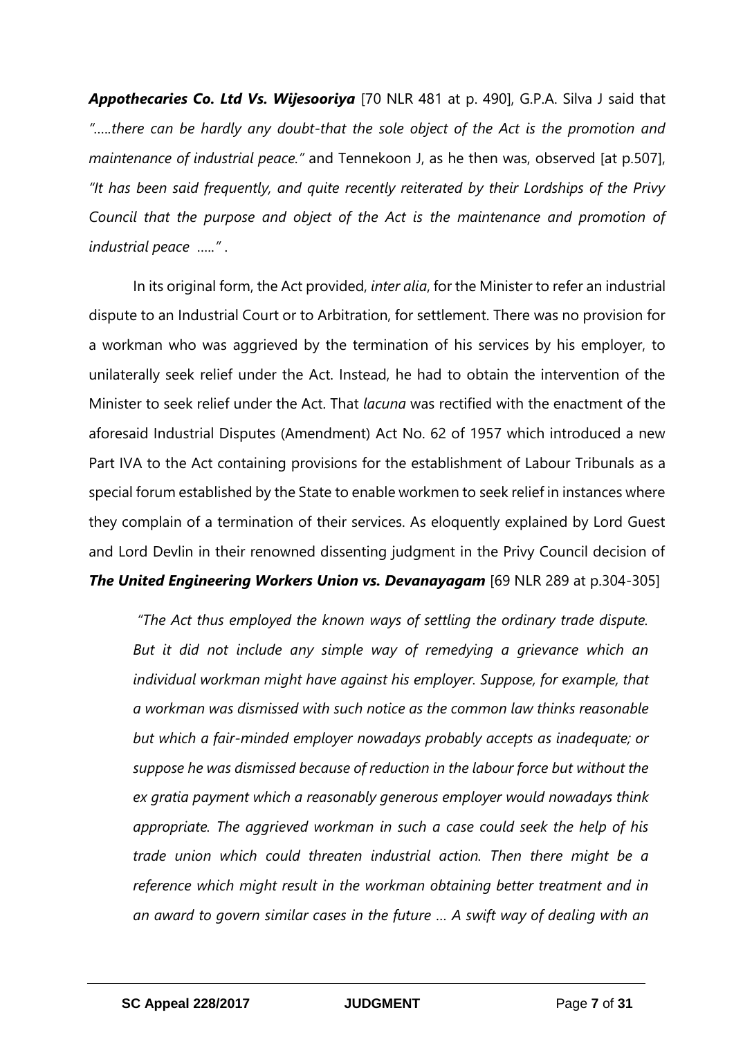***Appothecaries Co. Ltd Vs. Wijesooriya*** [70 NLR 481 at p. 490], G.P.A. Silva J said that *"…..there can be hardly any doubt-that the sole object of the Act is the promotion and maintenance of industrial peace."* and Tennekoon J, as he then was, observed [at p.507], *"It has been said frequently, and quite recently reiterated by their Lordships of the Privy Council that the purpose and object of the Act is the maintenance and promotion of industrial peace …..".*

In its original form, the Act provided, *inter alia*, for the Minister to refer an industrial dispute to an Industrial Court or to Arbitration, for settlement. There was no provision for a workman who was aggrieved by the termination of his services by his employer, to unilaterally seek relief under the Act. Instead, he had to obtain the intervention of the Minister to seek relief under the Act. That *lacuna* was rectified with the enactment of the aforesaid Industrial Disputes (Amendment) Act No. 62 of 1957 which introduced a new Part IVA to the Act containing provisions for the establishment of Labour Tribunals as a special forum established by the State to enable workmen to seek relief in instances where they complain of a termination of their services. As eloquently explained by Lord Guest and Lord Devlin in their renowned dissenting judgment in the Privy Council decision of ***The United Engineering Workers Union vs. Devanayagam*** [69 NLR 289 at p.304-305]

> *"The Act thus employed the known ways of settling the ordinary trade dispute. But it did not include any simple way of remedying a grievance which an individual workman might have against his employer. Suppose, for example, that a workman was dismissed with such notice as the common law thinks reasonable but which a fair-minded employer nowadays probably accepts as inadequate; or suppose he was dismissed because of reduction in the labour force but without the ex gratia payment which a reasonably generous employer would nowadays think appropriate. The aggrieved workman in such a case could seek the help of his trade union which could threaten industrial action. Then there might be a reference which might result in the workman obtaining better treatment and in an award to govern similar cases in the future … A swift way of dealing with an*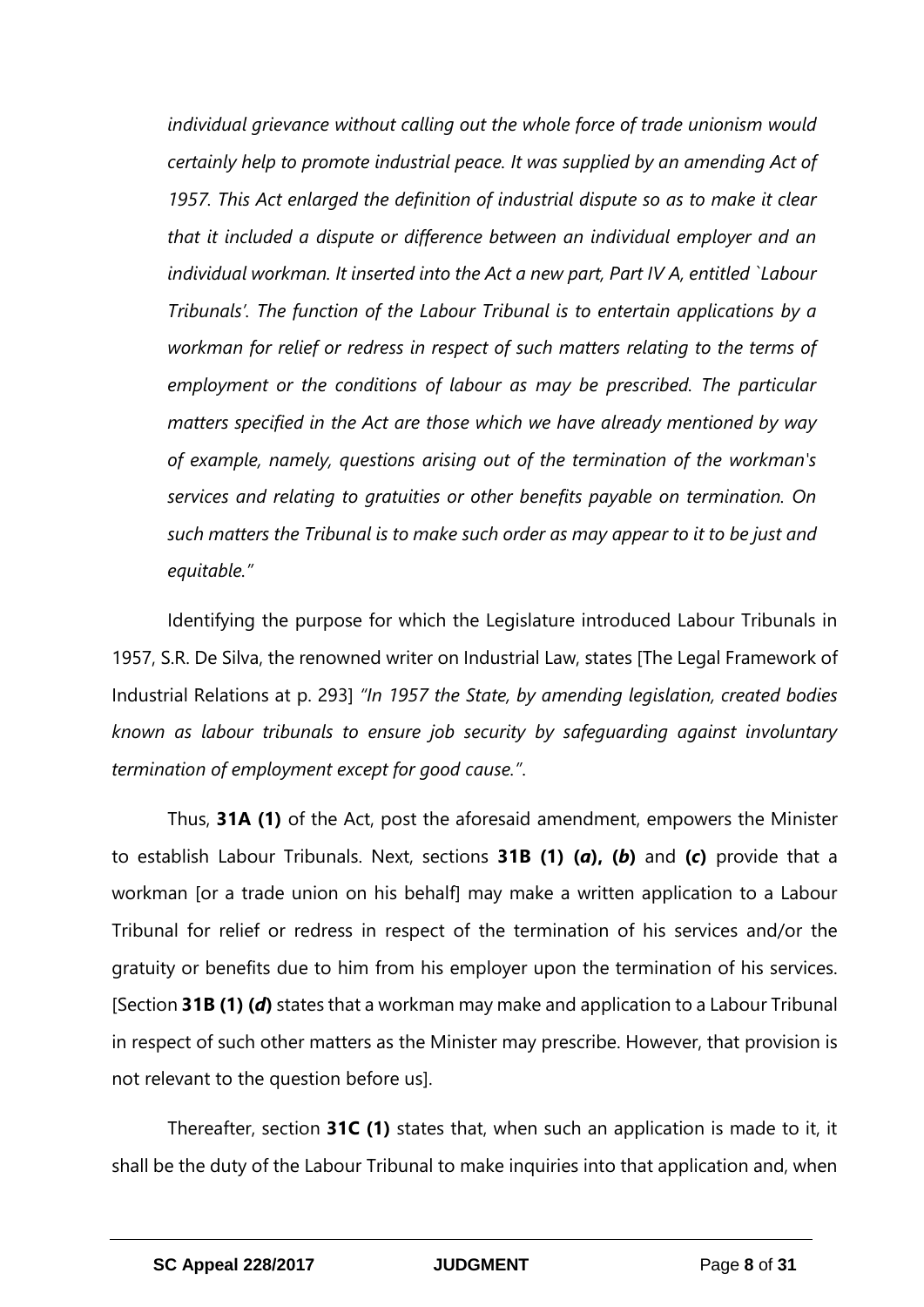*individual grievance without calling out the whole force of trade unionism would certainly help to promote industrial peace. It was supplied by an amending Act of 1957. This Act enlarged the definition of industrial dispute so as to make it clear that it included a dispute or difference between an individual employer and an individual workman. It inserted into the Act a new part, Part IV A, entitled `Labour Tribunals'. The function of the Labour Tribunal is to entertain applications by a workman for relief or redress in respect of such matters relating to the terms of employment or the conditions of labour as may be prescribed. The particular matters specified in the Act are those which we have already mentioned by way of example, namely, questions arising out of the termination of the workman's services and relating to gratuities or other benefits payable on termination. On such matters the Tribunal is to make such order as may appear to it to be just and equitable."*

Identifying the purpose for which the Legislature introduced Labour Tribunals in 1957, S.R. De Silva, the renowned writer on Industrial Law, states [The Legal Framework of Industrial Relations at p. 293] *"In 1957 the State, by amending legislation, created bodies known as labour tribunals to ensure job security by safeguarding against involuntary termination of employment except for good cause."*.

Thus, **31A (1)** of the Act, post the aforesaid amendment, empowers the Minister to establish Labour Tribunals. Next, sections **31B (1) (*a*), (*b*)** and **(*c*)** provide that a workman [or a trade union on his behalf] may make a written application to a Labour Tribunal for relief or redress in respect of the termination of his services and/or the gratuity or benefits due to him from his employer upon the termination of his services. [Section **31B (1) (*d*)** states that a workman may make and application to a Labour Tribunal in respect of such other matters as the Minister may prescribe. However, that provision is not relevant to the question before us].

Thereafter, section **31C (1)** states that, when such an application is made to it, it shall be the duty of the Labour Tribunal to make inquiries into that application and, when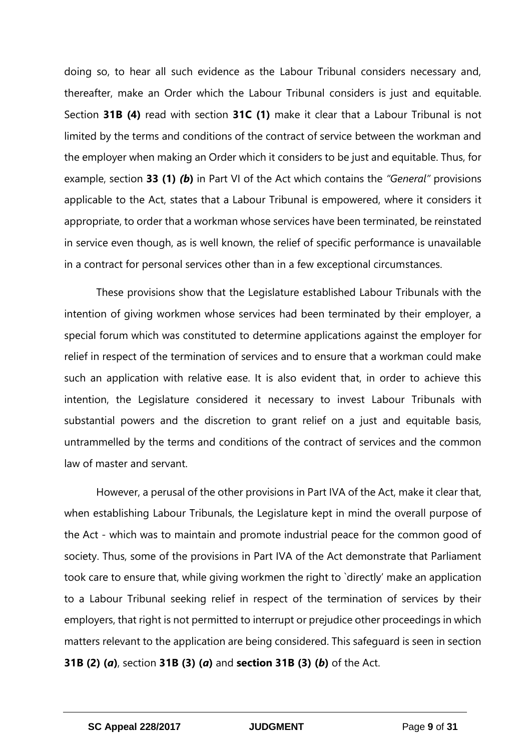doing so, to hear all such evidence as the Labour Tribunal considers necessary and, thereafter, make an Order which the Labour Tribunal considers is just and equitable. Section **31B (4)** read with section **31C (1)** make it clear that a Labour Tribunal is not limited by the terms and conditions of the contract of service between the workman and the employer when making an Order which it considers to be just and equitable. Thus, for example, section **33 (1)** ***(b)*** in Part VI of the Act which contains the *"General"* provisions applicable to the Act, states that a Labour Tribunal is empowered, where it considers it appropriate, to order that a workman whose services have been terminated, be reinstated in service even though, as is well known, the relief of specific performance is unavailable in a contract for personal services other than in a few exceptional circumstances.

These provisions show that the Legislature established Labour Tribunals with the intention of giving workmen whose services had been terminated by their employer, a special forum which was constituted to determine applications against the employer for relief in respect of the termination of services and to ensure that a workman could make such an application with relative ease. It is also evident that, in order to achieve this intention, the Legislature considered it necessary to invest Labour Tribunals with substantial powers and the discretion to grant relief on a just and equitable basis, untrammelled by the terms and conditions of the contract of services and the common law of master and servant.

However, a perusal of the other provisions in Part IVA of the Act, make it clear that, when establishing Labour Tribunals, the Legislature kept in mind the overall purpose of the Act - which was to maintain and promote industrial peace for the common good of society. Thus, some of the provisions in Part IVA of the Act demonstrate that Parliament took care to ensure that, while giving workmen the right to `directly' make an application to a Labour Tribunal seeking relief in respect of the termination of services by their employers, that right is not permitted to interrupt or prejudice other proceedings in which matters relevant to the application are being considered. This safeguard is seen in section **31B (2) (*a*)**, section **31B (3) (*a*)** and **section 31B (3) (*b*)** of the Act.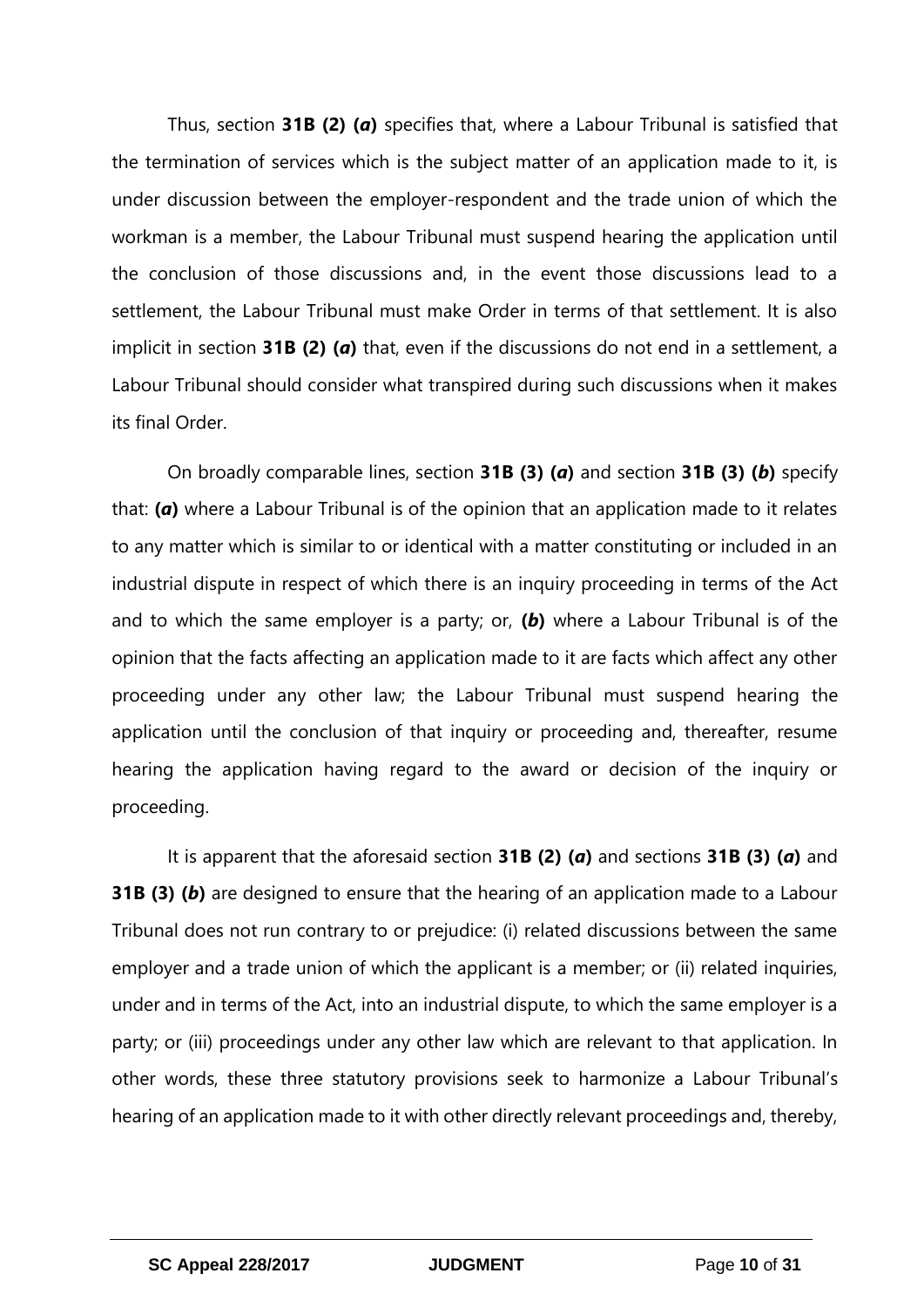Thus, section **31B (2) (*a*)** specifies that, where a Labour Tribunal is satisfied that the termination of services which is the subject matter of an application made to it, is under discussion between the employer-respondent and the trade union of which the workman is a member, the Labour Tribunal must suspend hearing the application until the conclusion of those discussions and, in the event those discussions lead to a settlement, the Labour Tribunal must make Order in terms of that settlement. It is also implicit in section **31B (2) (*a*)** that, even if the discussions do not end in a settlement, a Labour Tribunal should consider what transpired during such discussions when it makes its final Order.

On broadly comparable lines, section **31B (3) (*a*)** and section **31B (3) (*b*)** specify that: **(*a*)** where a Labour Tribunal is of the opinion that an application made to it relates to any matter which is similar to or identical with a matter constituting or included in an industrial dispute in respect of which there is an inquiry proceeding in terms of the Act and to which the same employer is a party; or, **(*b*)** where a Labour Tribunal is of the opinion that the facts affecting an application made to it are facts which affect any other proceeding under any other law; the Labour Tribunal must suspend hearing the application until the conclusion of that inquiry or proceeding and, thereafter, resume hearing the application having regard to the award or decision of the inquiry or proceeding.

It is apparent that the aforesaid section **31B (2) (*a*)** and sections **31B (3) (*a*)** and **31B (3) (*b*)** are designed to ensure that the hearing of an application made to a Labour Tribunal does not run contrary to or prejudice: (i) related discussions between the same employer and a trade union of which the applicant is a member; or (ii) related inquiries, under and in terms of the Act, into an industrial dispute, to which the same employer is a party; or (iii) proceedings under any other law which are relevant to that application. In other words, these three statutory provisions seek to harmonize a Labour Tribunal's hearing of an application made to it with other directly relevant proceedings and, thereby,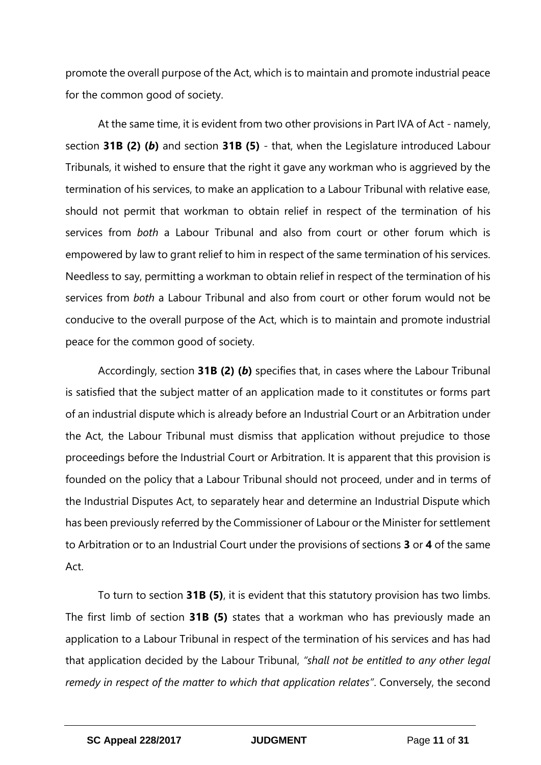promote the overall purpose of the Act, which is to maintain and promote industrial peace for the common good of society.

At the same time, it is evident from two other provisions in Part IVA of Act - namely, section **31B (2) (*b*)** and section **31B (5)** - that, when the Legislature introduced Labour Tribunals, it wished to ensure that the right it gave any workman who is aggrieved by the termination of his services, to make an application to a Labour Tribunal with relative ease, should not permit that workman to obtain relief in respect of the termination of his services from *both* a Labour Tribunal and also from court or other forum which is empowered by law to grant relief to him in respect of the same termination of his services. Needless to say, permitting a workman to obtain relief in respect of the termination of his services from *both* a Labour Tribunal and also from court or other forum would not be conducive to the overall purpose of the Act, which is to maintain and promote industrial peace for the common good of society.

Accordingly, section **31B (2) (*b*)** specifies that, in cases where the Labour Tribunal is satisfied that the subject matter of an application made to it constitutes or forms part of an industrial dispute which is already before an Industrial Court or an Arbitration under the Act, the Labour Tribunal must dismiss that application without prejudice to those proceedings before the Industrial Court or Arbitration. It is apparent that this provision is founded on the policy that a Labour Tribunal should not proceed, under and in terms of the Industrial Disputes Act, to separately hear and determine an Industrial Dispute which has been previously referred by the Commissioner of Labour or the Minister for settlement to Arbitration or to an Industrial Court under the provisions of sections **3** or **4** of the same Act.

To turn to section **31B (5)**, it is evident that this statutory provision has two limbs. The first limb of section **31B (5)** states that a workman who has previously made an application to a Labour Tribunal in respect of the termination of his services and has had that application decided by the Labour Tribunal, *"shall not be entitled to any other legal remedy in respect of the matter to which that application relates"*. Conversely, the second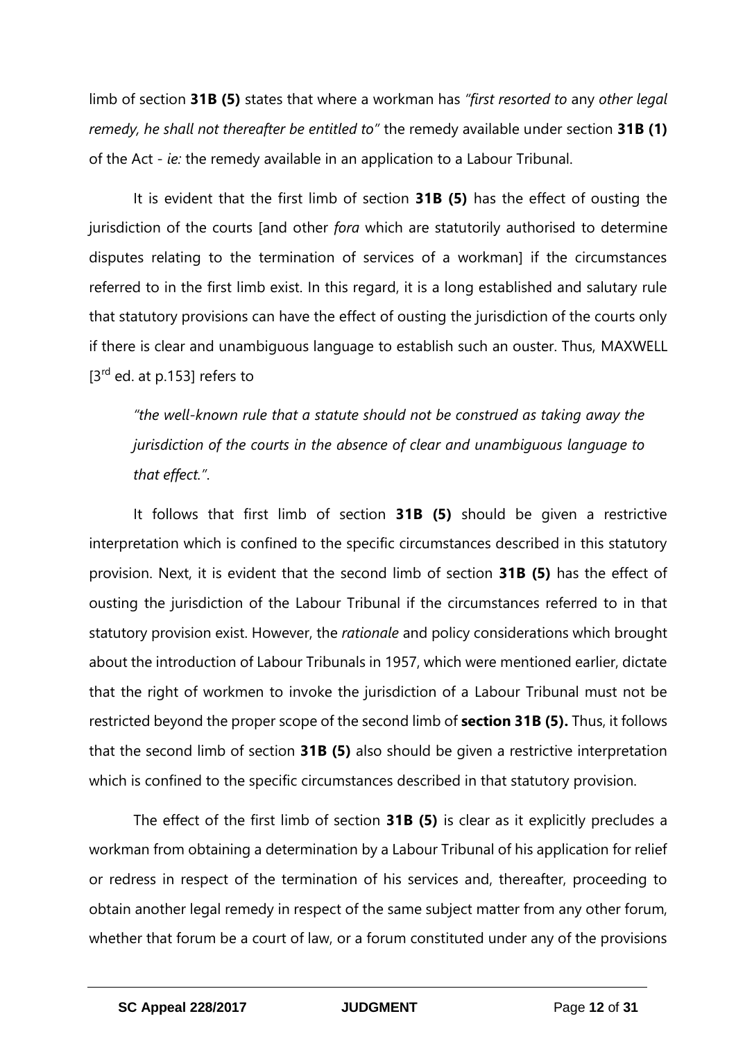limb of section **31B (5)** states that where a workman has *"first resorted to* any *other legal remedy, he shall not thereafter be entitled to"* the remedy available under section **31B (1)** of the Act - *ie:* the remedy available in an application to a Labour Tribunal.

It is evident that the first limb of section **31B (5)** has the effect of ousting the jurisdiction of the courts [and other *fora* which are statutorily authorised to determine disputes relating to the termination of services of a workman] if the circumstances referred to in the first limb exist. In this regard, it is a long established and salutary rule that statutory provisions can have the effect of ousting the jurisdiction of the courts only if there is clear and unambiguous language to establish such an ouster. Thus, MAXWELL [3rd ed. at p.153] refers to

> *"the well-known rule that a statute should not be construed as taking away the jurisdiction of the courts in the absence of clear and unambiguous language to that effect."*.

It follows that first limb of section **31B (5)** should be given a restrictive interpretation which is confined to the specific circumstances described in this statutory provision. Next, it is evident that the second limb of section **31B (5)** has the effect of ousting the jurisdiction of the Labour Tribunal if the circumstances referred to in that statutory provision exist. However, the *rationale* and policy considerations which brought about the introduction of Labour Tribunals in 1957, which were mentioned earlier, dictate that the right of workmen to invoke the jurisdiction of a Labour Tribunal must not be restricted beyond the proper scope of the second limb of **section 31B (5).** Thus, it follows that the second limb of section **31B (5)** also should be given a restrictive interpretation which is confined to the specific circumstances described in that statutory provision.

The effect of the first limb of section **31B (5)** is clear as it explicitly precludes a workman from obtaining a determination by a Labour Tribunal of his application for relief or redress in respect of the termination of his services and, thereafter, proceeding to obtain another legal remedy in respect of the same subject matter from any other forum, whether that forum be a court of law, or a forum constituted under any of the provisions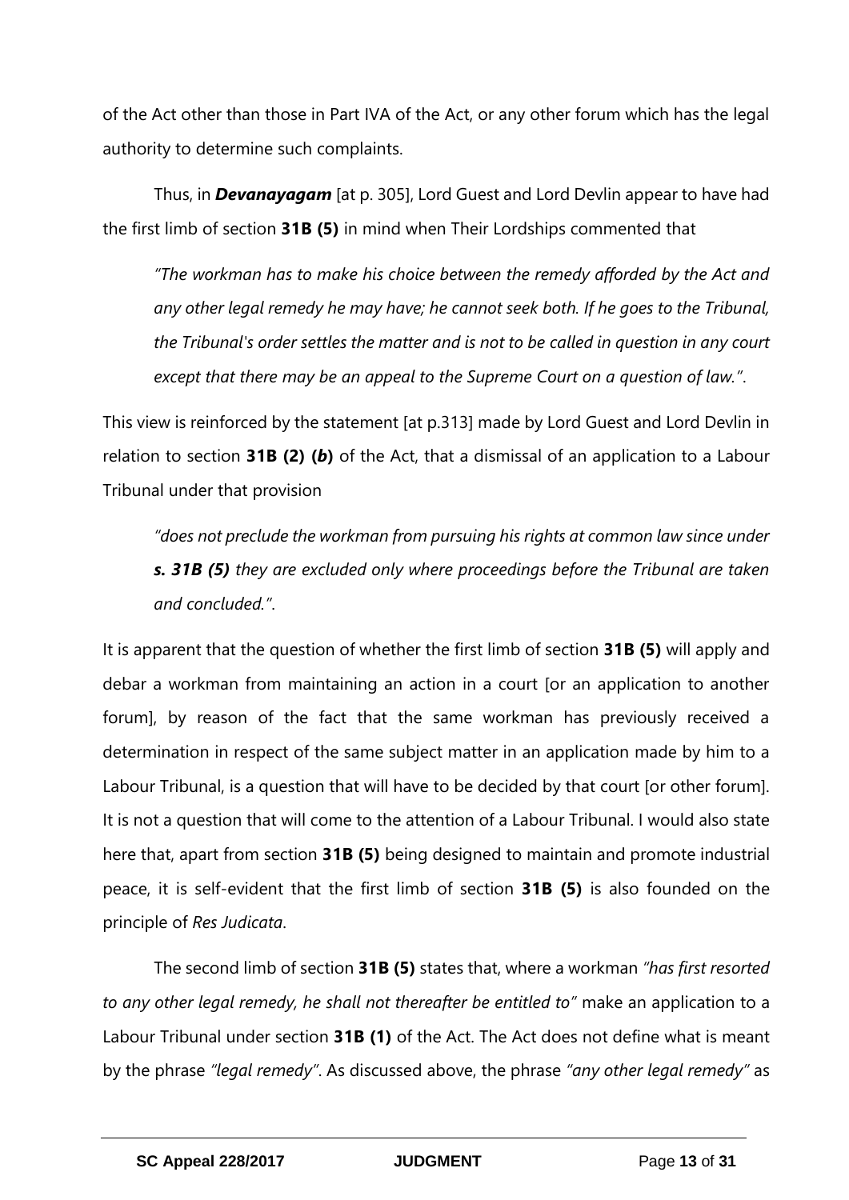of the Act other than those in Part IVA of the Act, or any other forum which has the legal authority to determine such complaints.

Thus, in ***Devanayagam*** [at p. 305], Lord Guest and Lord Devlin appear to have had the first limb of section **31B (5)** in mind when Their Lordships commented that

> *"The workman has to make his choice between the remedy afforded by the Act and any other legal remedy he may have; he cannot seek both. If he goes to the Tribunal, the Tribunal's order settles the matter and is not to be called in question in any court except that there may be an appeal to the Supreme Court on a question of law."*.

This view is reinforced by the statement [at p.313] made by Lord Guest and Lord Devlin in relation to section **31B (2) (*b*)** of the Act, that a dismissal of an application to a Labour Tribunal under that provision

> *"does not preclude the workman from pursuing his rights at common law since under **s. 31B (5)** they are excluded only where proceedings before the Tribunal are taken and concluded."*.

It is apparent that the question of whether the first limb of section **31B (5)** will apply and debar a workman from maintaining an action in a court [or an application to another forum], by reason of the fact that the same workman has previously received a determination in respect of the same subject matter in an application made by him to a Labour Tribunal, is a question that will have to be decided by that court [or other forum]. It is not a question that will come to the attention of a Labour Tribunal. I would also state here that, apart from section **31B (5)** being designed to maintain and promote industrial peace, it is self-evident that the first limb of section **31B (5)** is also founded on the principle of *Res Judicata*.

The second limb of section **31B (5)** states that, where a workman *"has first resorted to any other legal remedy, he shall not thereafter be entitled to"* make an application to a Labour Tribunal under section **31B (1)** of the Act. The Act does not define what is meant by the phrase *"legal remedy"*. As discussed above, the phrase *"any other legal remedy"* as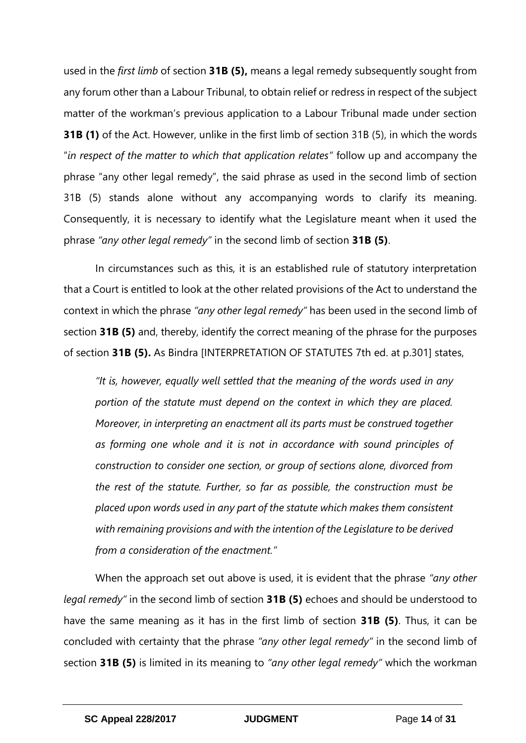used in the *first limb* of section **31B (5),** means a legal remedy subsequently sought from any forum other than a Labour Tribunal, to obtain relief or redress in respect of the subject matter of the workman's previous application to a Labour Tribunal made under section **31B (1)** of the Act. However, unlike in the first limb of section 31B (5), in which the words "*in respect of the matter to which that application relates*" follow up and accompany the phrase "any other legal remedy", the said phrase as used in the second limb of section 31B (5) stands alone without any accompanying words to clarify its meaning. Consequently, it is necessary to identify what the Legislature meant when it used the phrase *"any other legal remedy"* in the second limb of section **31B (5)**.

In circumstances such as this, it is an established rule of statutory interpretation that a Court is entitled to look at the other related provisions of the Act to understand the context in which the phrase *"any other legal remedy"* has been used in the second limb of section **31B (5)** and, thereby, identify the correct meaning of the phrase for the purposes of section **31B (5).** As Bindra [INTERPRETATION OF STATUTES 7th ed. at p.301] states,

> *"It is, however, equally well settled that the meaning of the words used in any portion of the statute must depend on the context in which they are placed. Moreover, in interpreting an enactment all its parts must be construed together as forming one whole and it is not in accordance with sound principles of construction to consider one section, or group of sections alone, divorced from the rest of the statute. Further, so far as possible, the construction must be placed upon words used in any part of the statute which makes them consistent with remaining provisions and with the intention of the Legislature to be derived from a consideration of the enactment."*

When the approach set out above is used, it is evident that the phrase *"any other legal remedy"* in the second limb of section **31B (5)** echoes and should be understood to have the same meaning as it has in the first limb of section **31B (5)**. Thus, it can be concluded with certainty that the phrase *"any other legal remedy"* in the second limb of section **31B (5)** is limited in its meaning to *"any other legal remedy"* which the workman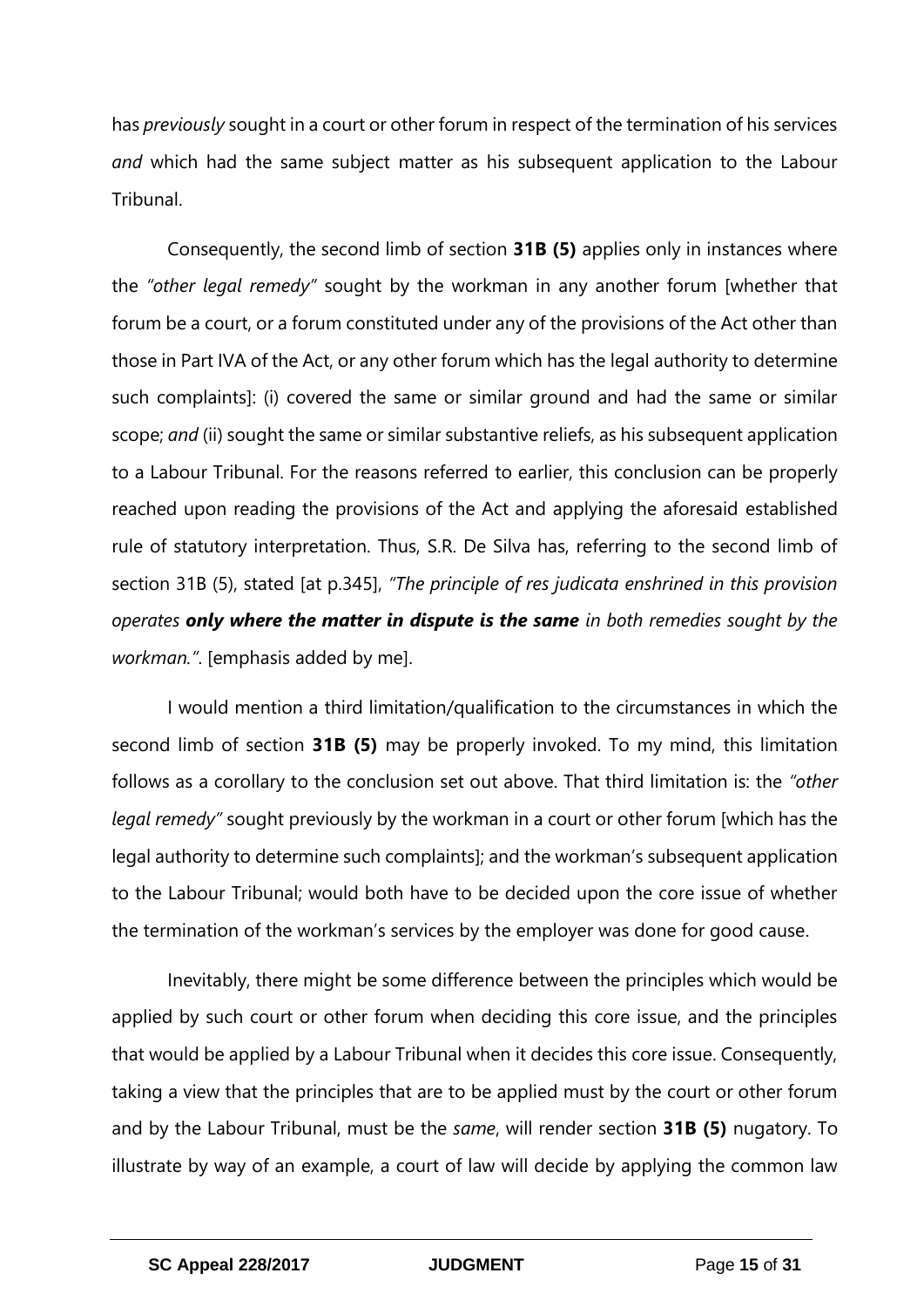has *previously* sought in a court or other forum in respect of the termination of his services *and* which had the same subject matter as his subsequent application to the Labour Tribunal.

Consequently, the second limb of section **31B (5)** applies only in instances where the *"other legal remedy"* sought by the workman in any another forum [whether that forum be a court, or a forum constituted under any of the provisions of the Act other than those in Part IVA of the Act, or any other forum which has the legal authority to determine such complaints]: (i) covered the same or similar ground and had the same or similar scope; *and* (ii) sought the same or similar substantive reliefs, as his subsequent application to a Labour Tribunal. For the reasons referred to earlier, this conclusion can be properly reached upon reading the provisions of the Act and applying the aforesaid established rule of statutory interpretation. Thus, S.R. De Silva has, referring to the second limb of section 31B (5), stated [at p.345], *"The principle of res judicata enshrined in this provision operates **only where the matter in dispute is the same** in both remedies sought by the workman."*. [emphasis added by me].

I would mention a third limitation/qualification to the circumstances in which the second limb of section **31B (5)** may be properly invoked. To my mind, this limitation follows as a corollary to the conclusion set out above. That third limitation is: the *"other legal remedy"* sought previously by the workman in a court or other forum [which has the legal authority to determine such complaints]; and the workman's subsequent application to the Labour Tribunal; would both have to be decided upon the core issue of whether the termination of the workman's services by the employer was done for good cause.

Inevitably, there might be some difference between the principles which would be applied by such court or other forum when deciding this core issue, and the principles that would be applied by a Labour Tribunal when it decides this core issue. Consequently, taking a view that the principles that are to be applied must by the court or other forum and by the Labour Tribunal, must be the *same*, will render section **31B (5)** nugatory. To illustrate by way of an example, a court of law will decide by applying the common law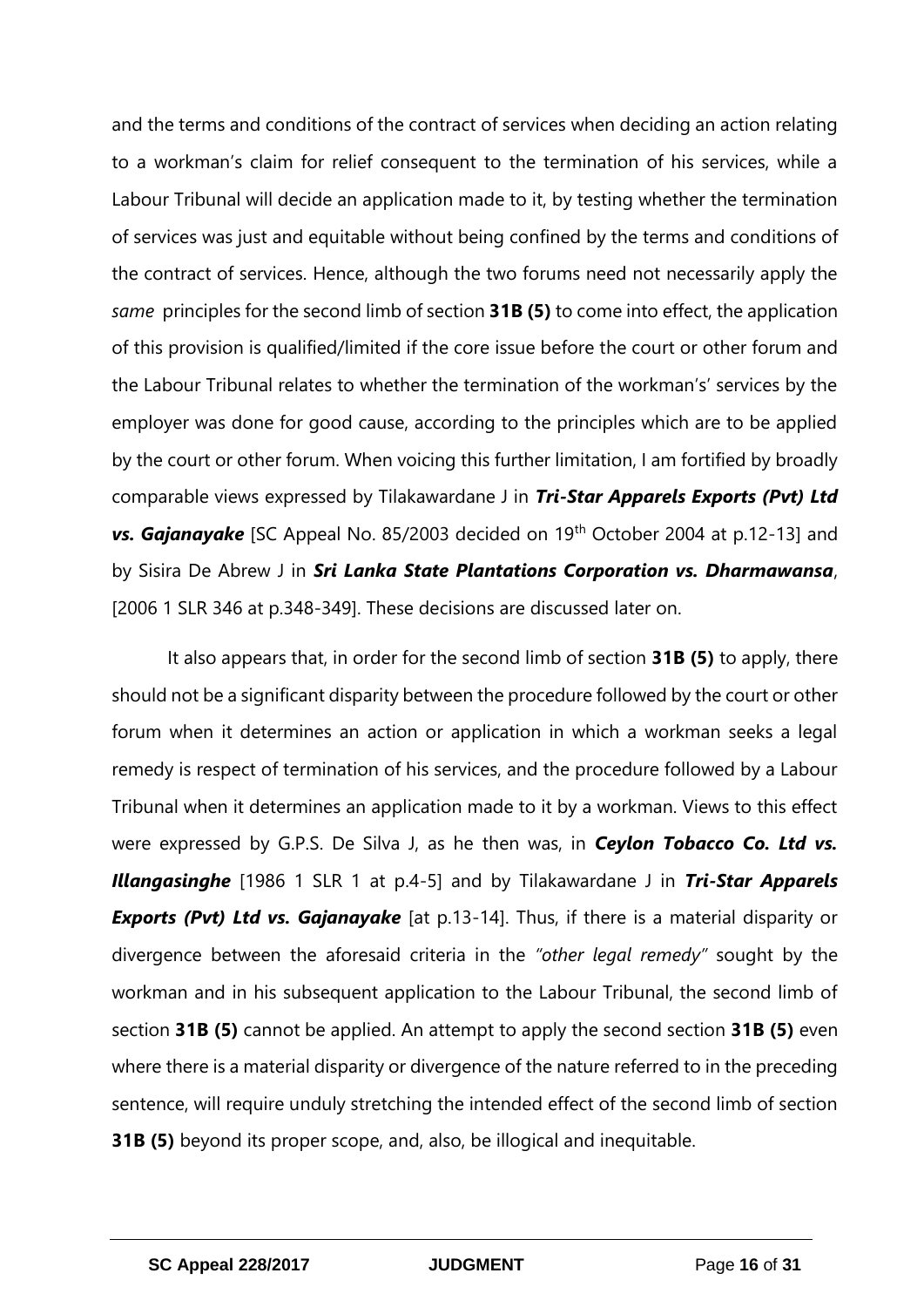and the terms and conditions of the contract of services when deciding an action relating to a workman's claim for relief consequent to the termination of his services, while a Labour Tribunal will decide an application made to it, by testing whether the termination of services was just and equitable without being confined by the terms and conditions of the contract of services. Hence, although the two forums need not necessarily apply the *same* principles for the second limb of section **31B (5)** to come into effect, the application of this provision is qualified/limited if the core issue before the court or other forum and the Labour Tribunal relates to whether the termination of the workman's' services by the employer was done for good cause, according to the principles which are to be applied by the court or other forum. When voicing this further limitation, I am fortified by broadly comparable views expressed by Tilakawardane J in ***Tri-Star Apparels Exports (Pvt) Ltd vs. Gajanayake*** [SC Appeal No. 85/2003 decided on 19th October 2004 at p.12-13] and by Sisira De Abrew J in ***Sri Lanka State Plantations Corporation vs. Dharmawansa***, [2006 1 SLR 346 at p.348-349]. These decisions are discussed later on.

It also appears that, in order for the second limb of section **31B (5)** to apply, there should not be a significant disparity between the procedure followed by the court or other forum when it determines an action or application in which a workman seeks a legal remedy is respect of termination of his services, and the procedure followed by a Labour Tribunal when it determines an application made to it by a workman. Views to this effect were expressed by G.P.S. De Silva J, as he then was, in ***Ceylon Tobacco Co. Ltd vs. Illangasinghe*** [1986 1 SLR 1 at p.4-5] and by Tilakawardane J in ***Tri-Star Apparels Exports (Pvt) Ltd vs. Gajanayake*** [at p.13-14]. Thus, if there is a material disparity or divergence between the aforesaid criteria in the *"other legal remedy"* sought by the workman and in his subsequent application to the Labour Tribunal, the second limb of section **31B (5)** cannot be applied. An attempt to apply the second section **31B (5)** even where there is a material disparity or divergence of the nature referred to in the preceding sentence, will require unduly stretching the intended effect of the second limb of section **31B (5)** beyond its proper scope, and, also, be illogical and inequitable.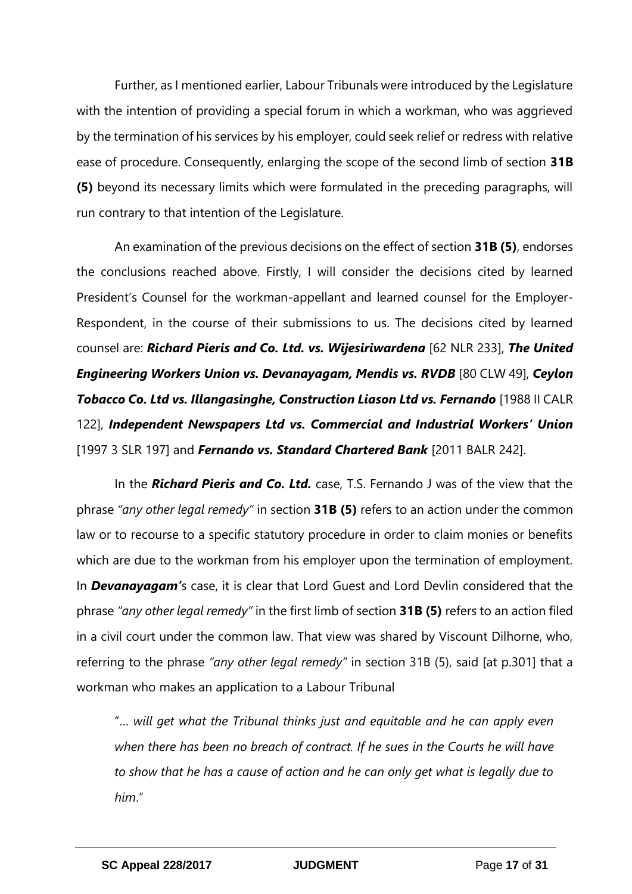Further, as I mentioned earlier, Labour Tribunals were introduced by the Legislature with the intention of providing a special forum in which a workman, who was aggrieved by the termination of his services by his employer, could seek relief or redress with relative ease of procedure. Consequently, enlarging the scope of the second limb of section **31B (5)** beyond its necessary limits which were formulated in the preceding paragraphs, will run contrary to that intention of the Legislature.

An examination of the previous decisions on the effect of section **31B (5)**, endorses the conclusions reached above. Firstly, I will consider the decisions cited by learned President's Counsel for the workman-appellant and learned counsel for the Employer-Respondent, in the course of their submissions to us. The decisions cited by learned counsel are: ***Richard Pieris and Co. Ltd. vs. Wijesiriwardena*** [62 NLR 233], ***The United Engineering Workers Union vs. Devanayagam, Mendis vs. RVDB*** [80 CLW 49], ***Ceylon Tobacco Co. Ltd vs. Illangasinghe, Construction Liason Ltd vs. Fernando*** [1988 II CALR 122], ***Independent Newspapers Ltd vs. Commercial and Industrial Workers' Union*** [1997 3 SLR 197] and ***Fernando vs. Standard Chartered Bank*** [2011 BALR 242].

In the ***Richard Pieris and Co. Ltd.*** case, T.S. Fernando J was of the view that the phrase *"any other legal remedy"* in section **31B (5)** refers to an action under the common law or to recourse to a specific statutory procedure in order to claim monies or benefits which are due to the workman from his employer upon the termination of employment. In ***Devanayagam'***s case, it is clear that Lord Guest and Lord Devlin considered that the phrase *"any other legal remedy"* in the first limb of section **31B (5)** refers to an action filed in a civil court under the common law. That view was shared by Viscount Dilhorne, who, referring to the phrase *"any other legal remedy"* in section 31B (5), said [at p.301] that a workman who makes an application to a Labour Tribunal

> "*… will get what the Tribunal thinks just and equitable and he can apply even when there has been no breach of contract. If he sues in the Courts he will have to show that he has a cause of action and he can only get what is legally due to him*."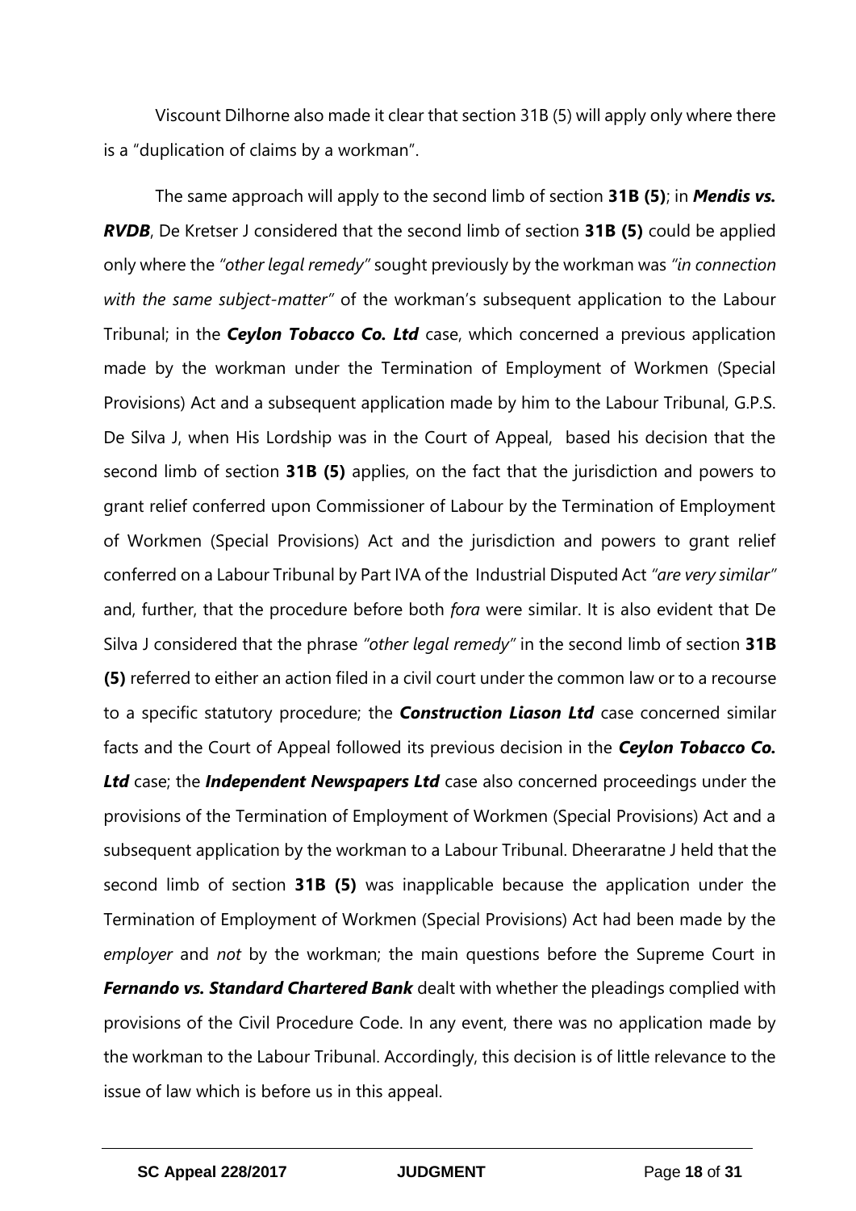Viscount Dilhorne also made it clear that section 31B (5) will apply only where there is a "duplication of claims by a workman".

The same approach will apply to the second limb of section **31B (5)**; in ***Mendis vs. RVDB***, De Kretser J considered that the second limb of section **31B (5)** could be applied only where the *"other legal remedy"* sought previously by the workman was *"in connection with the same subject-matter"* of the workman's subsequent application to the Labour Tribunal; in the ***Ceylon Tobacco Co. Ltd*** case, which concerned a previous application made by the workman under the Termination of Employment of Workmen (Special Provisions) Act and a subsequent application made by him to the Labour Tribunal, G.P.S. De Silva J, when His Lordship was in the Court of Appeal, based his decision that the second limb of section **31B (5)** applies, on the fact that the jurisdiction and powers to grant relief conferred upon Commissioner of Labour by the Termination of Employment of Workmen (Special Provisions) Act and the jurisdiction and powers to grant relief conferred on a Labour Tribunal by Part IVA of the Industrial Disputed Act *"are very similar"* and, further, that the procedure before both *fora* were similar. It is also evident that De Silva J considered that the phrase *"other legal remedy"* in the second limb of section **31B (5)** referred to either an action filed in a civil court under the common law or to a recourse to a specific statutory procedure; the ***Construction Liason Ltd*** case concerned similar facts and the Court of Appeal followed its previous decision in the ***Ceylon Tobacco Co. Ltd*** case; the ***Independent Newspapers Ltd*** case also concerned proceedings under the provisions of the Termination of Employment of Workmen (Special Provisions) Act and a subsequent application by the workman to a Labour Tribunal. Dheeraratne J held that the second limb of section **31B (5)** was inapplicable because the application under the Termination of Employment of Workmen (Special Provisions) Act had been made by the *employer* and *not* by the workman; the main questions before the Supreme Court in ***Fernando vs. Standard Chartered Bank*** dealt with whether the pleadings complied with provisions of the Civil Procedure Code. In any event, there was no application made by the workman to the Labour Tribunal. Accordingly, this decision is of little relevance to the issue of law which is before us in this appeal.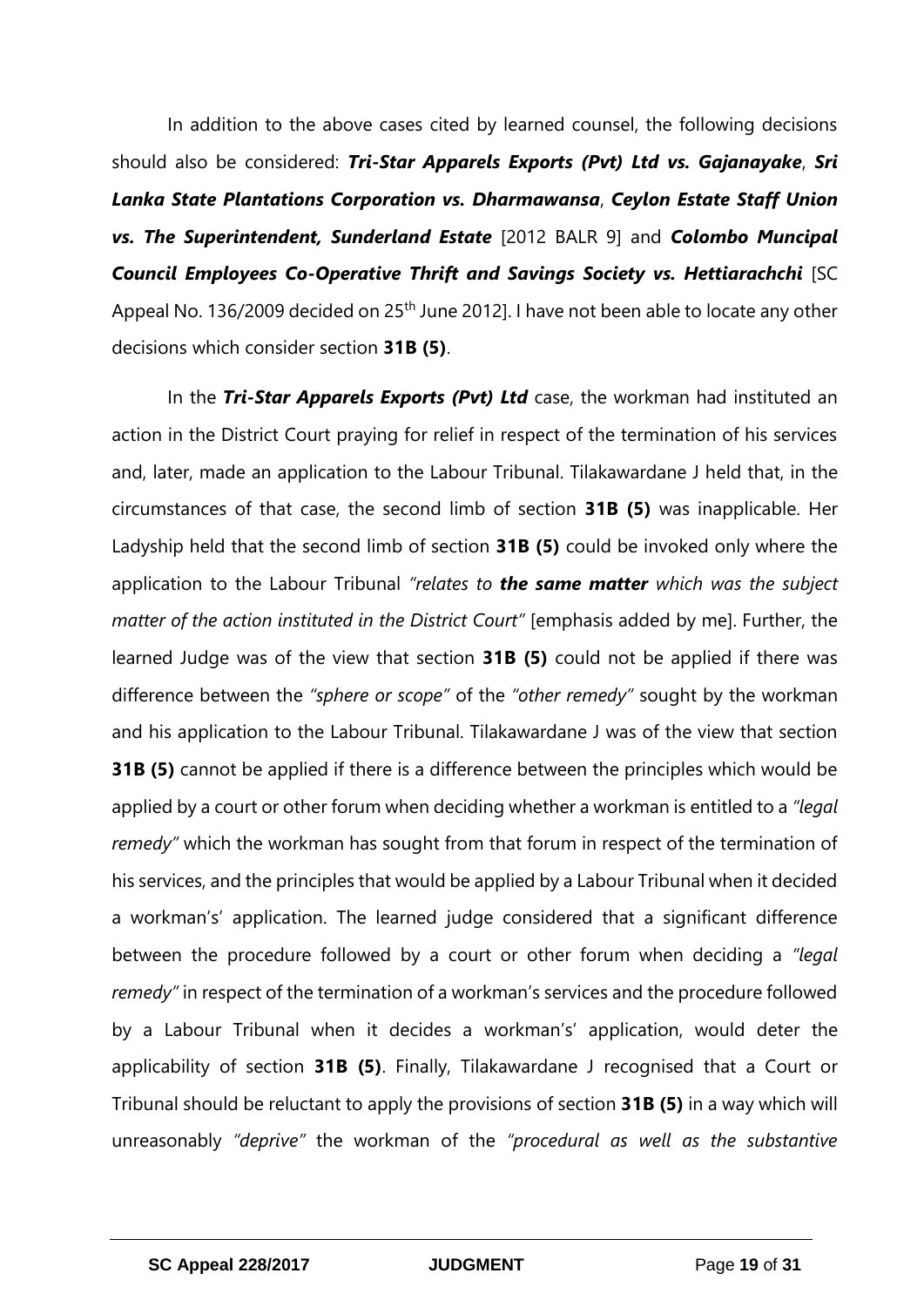In addition to the above cases cited by learned counsel, the following decisions should also be considered: ***Tri-Star Apparels Exports (Pvt) Ltd vs. Gajanayake***, ***Sri Lanka State Plantations Corporation vs. Dharmawansa***, ***Ceylon Estate Staff Union vs. The Superintendent, Sunderland Estate*** [2012 BALR 9] and ***Colombo Muncipal Council Employees Co-Operative Thrift and Savings Society vs. Hettiarachchi*** [SC Appeal No. 136/2009 decided on 25th June 2012]. I have not been able to locate any other decisions which consider section **31B (5)**.

In the ***Tri-Star Apparels Exports (Pvt) Ltd*** case, the workman had instituted an action in the District Court praying for relief in respect of the termination of his services and, later, made an application to the Labour Tribunal. Tilakawardane J held that, in the circumstances of that case, the second limb of section **31B (5)** was inapplicable. Her Ladyship held that the second limb of section **31B (5)** could be invoked only where the application to the Labour Tribunal *"relates to **the same matter** which was the subject matter of the action instituted in the District Court"* [emphasis added by me]. Further, the learned Judge was of the view that section **31B (5)** could not be applied if there was difference between the *"sphere or scope"* of the *"other remedy"* sought by the workman and his application to the Labour Tribunal. Tilakawardane J was of the view that section **31B (5)** cannot be applied if there is a difference between the principles which would be applied by a court or other forum when deciding whether a workman is entitled to a *"legal remedy"* which the workman has sought from that forum in respect of the termination of his services, and the principles that would be applied by a Labour Tribunal when it decided a workman's' application. The learned judge considered that a significant difference between the procedure followed by a court or other forum when deciding a *"legal remedy"* in respect of the termination of a workman's services and the procedure followed by a Labour Tribunal when it decides a workman's' application, would deter the applicability of section **31B (5)**. Finally, Tilakawardane J recognised that a Court or Tribunal should be reluctant to apply the provisions of section **31B (5)** in a way which will unreasonably *"deprive"* the workman of the *"procedural as well as the substantive*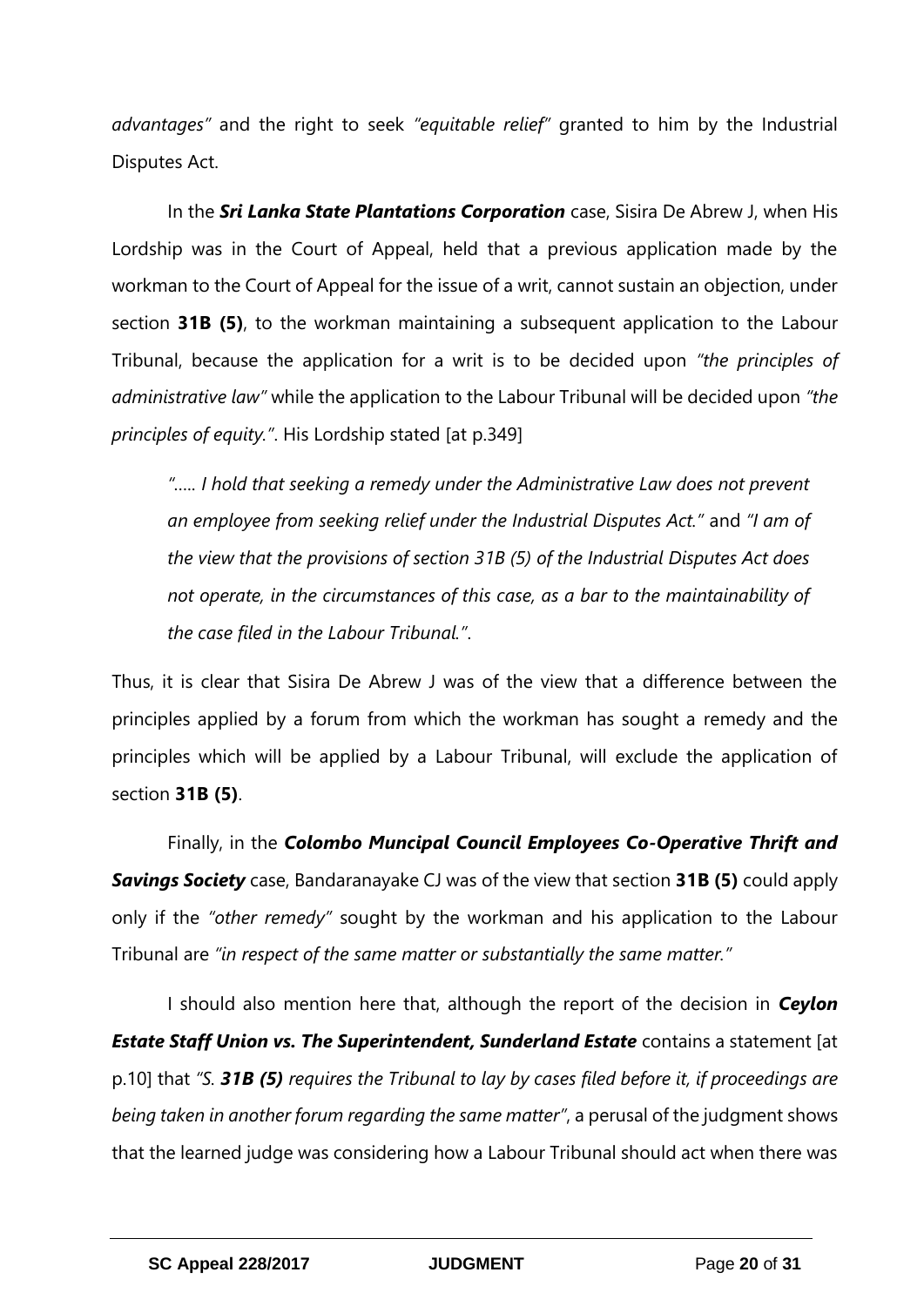*advantages"* and the right to seek *"equitable relief"* granted to him by the Industrial Disputes Act.

In the ***Sri Lanka State Plantations Corporation*** case, Sisira De Abrew J, when His Lordship was in the Court of Appeal, held that a previous application made by the workman to the Court of Appeal for the issue of a writ, cannot sustain an objection, under section **31B (5)**, to the workman maintaining a subsequent application to the Labour Tribunal, because the application for a writ is to be decided upon *"the principles of administrative law"* while the application to the Labour Tribunal will be decided upon *"the principles of equity."*. His Lordship stated [at p.349]

> *"….. I hold that seeking a remedy under the Administrative Law does not prevent an employee from seeking relief under the Industrial Disputes Act."* and *"I am of the view that the provisions of section 31B (5) of the Industrial Disputes Act does not operate, in the circumstances of this case, as a bar to the maintainability of the case filed in the Labour Tribunal."*.

Thus, it is clear that Sisira De Abrew J was of the view that a difference between the principles applied by a forum from which the workman has sought a remedy and the principles which will be applied by a Labour Tribunal, will exclude the application of section **31B (5)**.

Finally, in the ***Colombo Muncipal Council Employees Co-Operative Thrift and Savings Society*** case, Bandaranayake CJ was of the view that section **31B (5)** could apply only if the *"other remedy"* sought by the workman and his application to the Labour Tribunal are *"in respect of the same matter or substantially the same matter."*

I should also mention here that, although the report of the decision in ***Ceylon Estate Staff Union vs. The Superintendent, Sunderland Estate*** contains a statement [at p.10] that *"S. **31B (5)** requires the Tribunal to lay by cases filed before it, if proceedings are being taken in another forum regarding the same matter"*, a perusal of the judgment shows that the learned judge was considering how a Labour Tribunal should act when there was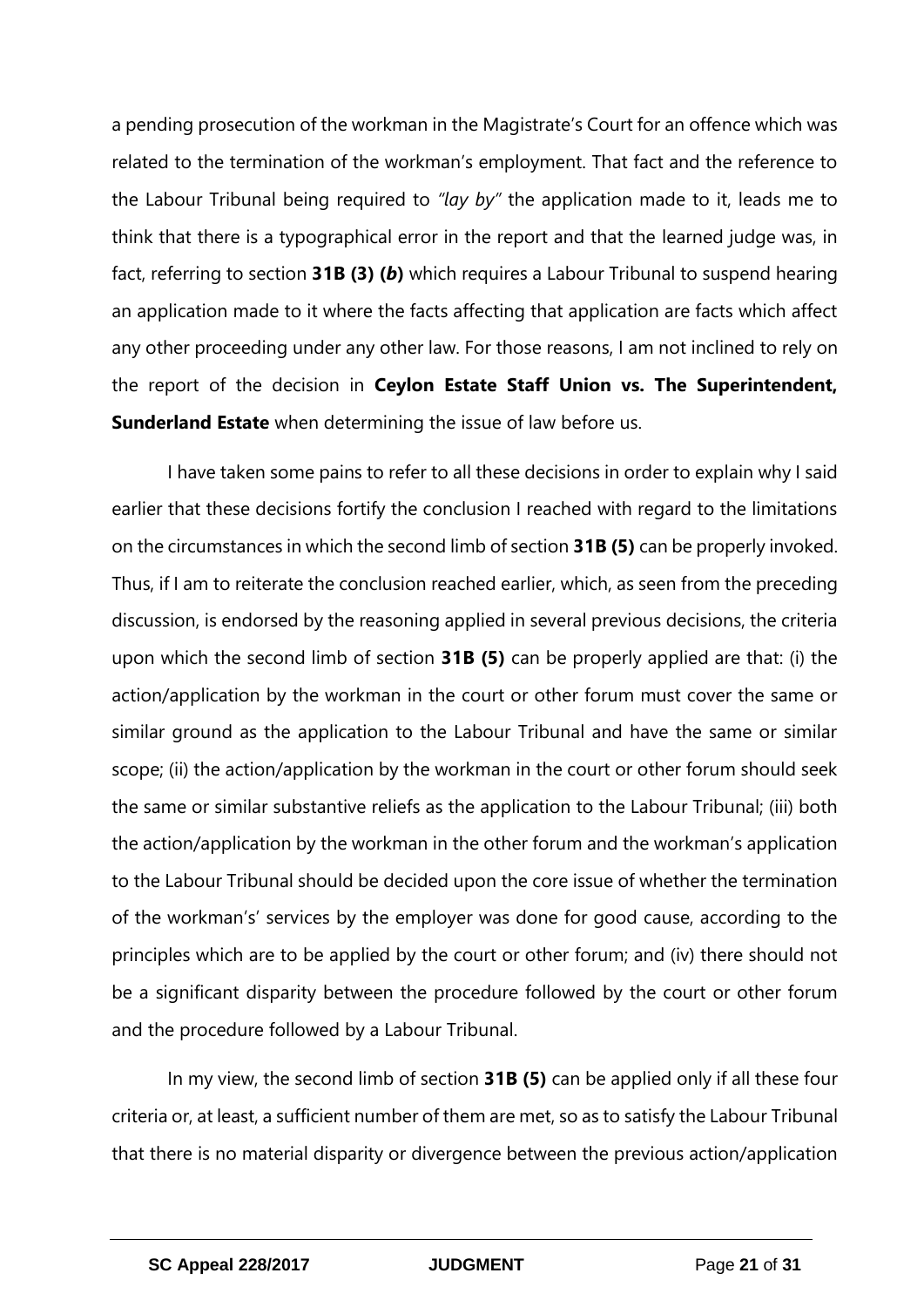a pending prosecution of the workman in the Magistrate's Court for an offence which was related to the termination of the workman's employment. That fact and the reference to the Labour Tribunal being required to *"lay by"* the application made to it, leads me to think that there is a typographical error in the report and that the learned judge was, in fact, referring to section **31B (3) (*b*)** which requires a Labour Tribunal to suspend hearing an application made to it where the facts affecting that application are facts which affect any other proceeding under any other law. For those reasons, I am not inclined to rely on the report of the decision in **Ceylon Estate Staff Union vs. The Superintendent, Sunderland Estate** when determining the issue of law before us.

I have taken some pains to refer to all these decisions in order to explain why I said earlier that these decisions fortify the conclusion I reached with regard to the limitations on the circumstances in which the second limb of section **31B (5)** can be properly invoked. Thus, if I am to reiterate the conclusion reached earlier, which, as seen from the preceding discussion, is endorsed by the reasoning applied in several previous decisions, the criteria upon which the second limb of section **31B (5)** can be properly applied are that: (i) the action/application by the workman in the court or other forum must cover the same or similar ground as the application to the Labour Tribunal and have the same or similar scope; (ii) the action/application by the workman in the court or other forum should seek the same or similar substantive reliefs as the application to the Labour Tribunal; (iii) both the action/application by the workman in the other forum and the workman's application to the Labour Tribunal should be decided upon the core issue of whether the termination of the workman's' services by the employer was done for good cause, according to the principles which are to be applied by the court or other forum; and (iv) there should not be a significant disparity between the procedure followed by the court or other forum and the procedure followed by a Labour Tribunal.

In my view, the second limb of section **31B (5)** can be applied only if all these four criteria or, at least, a sufficient number of them are met, so as to satisfy the Labour Tribunal that there is no material disparity or divergence between the previous action/application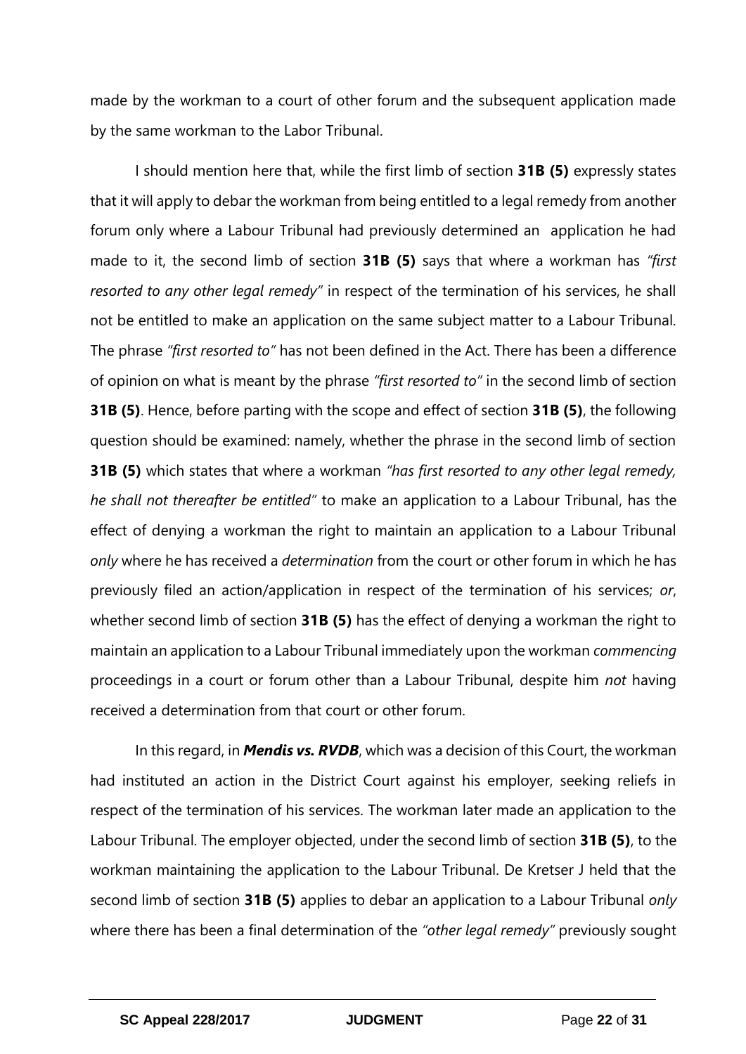made by the workman to a court of other forum and the subsequent application made by the same workman to the Labor Tribunal.

I should mention here that, while the first limb of section **31B (5)** expressly states that it will apply to debar the workman from being entitled to a legal remedy from another forum only where a Labour Tribunal had previously determined an application he had made to it, the second limb of section **31B (5)** says that where a workman has *"first resorted to any other legal remedy"* in respect of the termination of his services, he shall not be entitled to make an application on the same subject matter to a Labour Tribunal. The phrase *"first resorted to"* has not been defined in the Act. There has been a difference of opinion on what is meant by the phrase *"first resorted to"* in the second limb of section **31B (5)**. Hence, before parting with the scope and effect of section **31B (5)**, the following question should be examined: namely, whether the phrase in the second limb of section **31B (5)** which states that where a workman *"has first resorted to any other legal remedy, he shall not thereafter be entitled"* to make an application to a Labour Tribunal, has the effect of denying a workman the right to maintain an application to a Labour Tribunal *only* where he has received a *determination* from the court or other forum in which he has previously filed an action/application in respect of the termination of his services; *or*, whether second limb of section **31B (5)** has the effect of denying a workman the right to maintain an application to a Labour Tribunal immediately upon the workman *commencing* proceedings in a court or forum other than a Labour Tribunal, despite him *not* having received a determination from that court or other forum.

In this regard, in ***Mendis vs. RVDB***, which was a decision of this Court, the workman had instituted an action in the District Court against his employer, seeking reliefs in respect of the termination of his services. The workman later made an application to the Labour Tribunal. The employer objected, under the second limb of section **31B (5)**, to the workman maintaining the application to the Labour Tribunal. De Kretser J held that the second limb of section **31B (5)** applies to debar an application to a Labour Tribunal *only* where there has been a final determination of the *"other legal remedy"* previously sought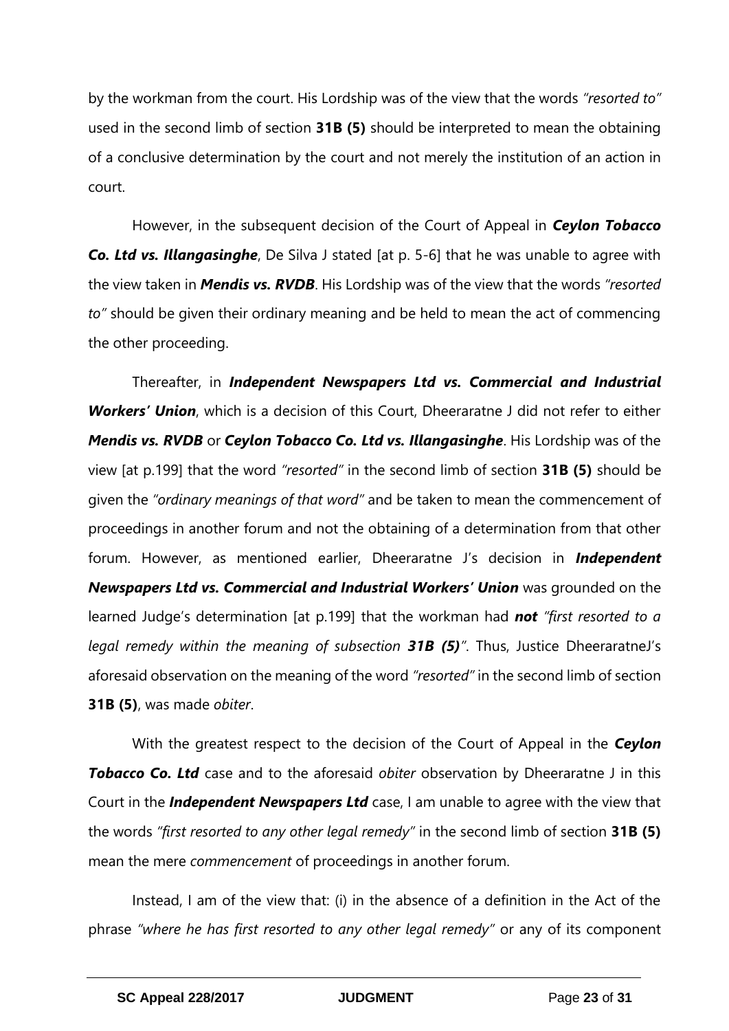by the workman from the court. His Lordship was of the view that the words *"resorted to"* used in the second limb of section **31B (5)** should be interpreted to mean the obtaining of a conclusive determination by the court and not merely the institution of an action in court.

However, in the subsequent decision of the Court of Appeal in ***Ceylon Tobacco Co. Ltd vs. Illangasinghe***, De Silva J stated [at p. 5-6] that he was unable to agree with the view taken in ***Mendis vs. RVDB***. His Lordship was of the view that the words *"resorted to"* should be given their ordinary meaning and be held to mean the act of commencing the other proceeding.

Thereafter, in ***Independent Newspapers Ltd vs. Commercial and Industrial Workers' Union***, which is a decision of this Court, Dheeraratne J did not refer to either ***Mendis vs. RVDB*** or ***Ceylon Tobacco Co. Ltd vs. Illangasinghe***. His Lordship was of the view [at p.199] that the word *"resorted"* in the second limb of section **31B (5)** should be given the *"ordinary meanings of that word"* and be taken to mean the commencement of proceedings in another forum and not the obtaining of a determination from that other forum. However, as mentioned earlier, Dheeraratne J's decision in ***Independent Newspapers Ltd vs. Commercial and Industrial Workers' Union*** was grounded on the learned Judge's determination [at p.199] that the workman had ***not*** *"first resorted to a legal remedy within the meaning of subsection **31B (5)**"*. Thus, Justice DheeraratneJ's aforesaid observation on the meaning of the word *"resorted"* in the second limb of section **31B (5)**, was made *obiter*.

With the greatest respect to the decision of the Court of Appeal in the ***Ceylon Tobacco Co. Ltd*** case and to the aforesaid *obiter* observation by Dheeraratne J in this Court in the ***Independent Newspapers Ltd*** case, I am unable to agree with the view that the words *"first resorted to any other legal remedy"* in the second limb of section **31B (5)** mean the mere *commencement* of proceedings in another forum.

Instead, I am of the view that: (i) in the absence of a definition in the Act of the phrase *"where he has first resorted to any other legal remedy"* or any of its component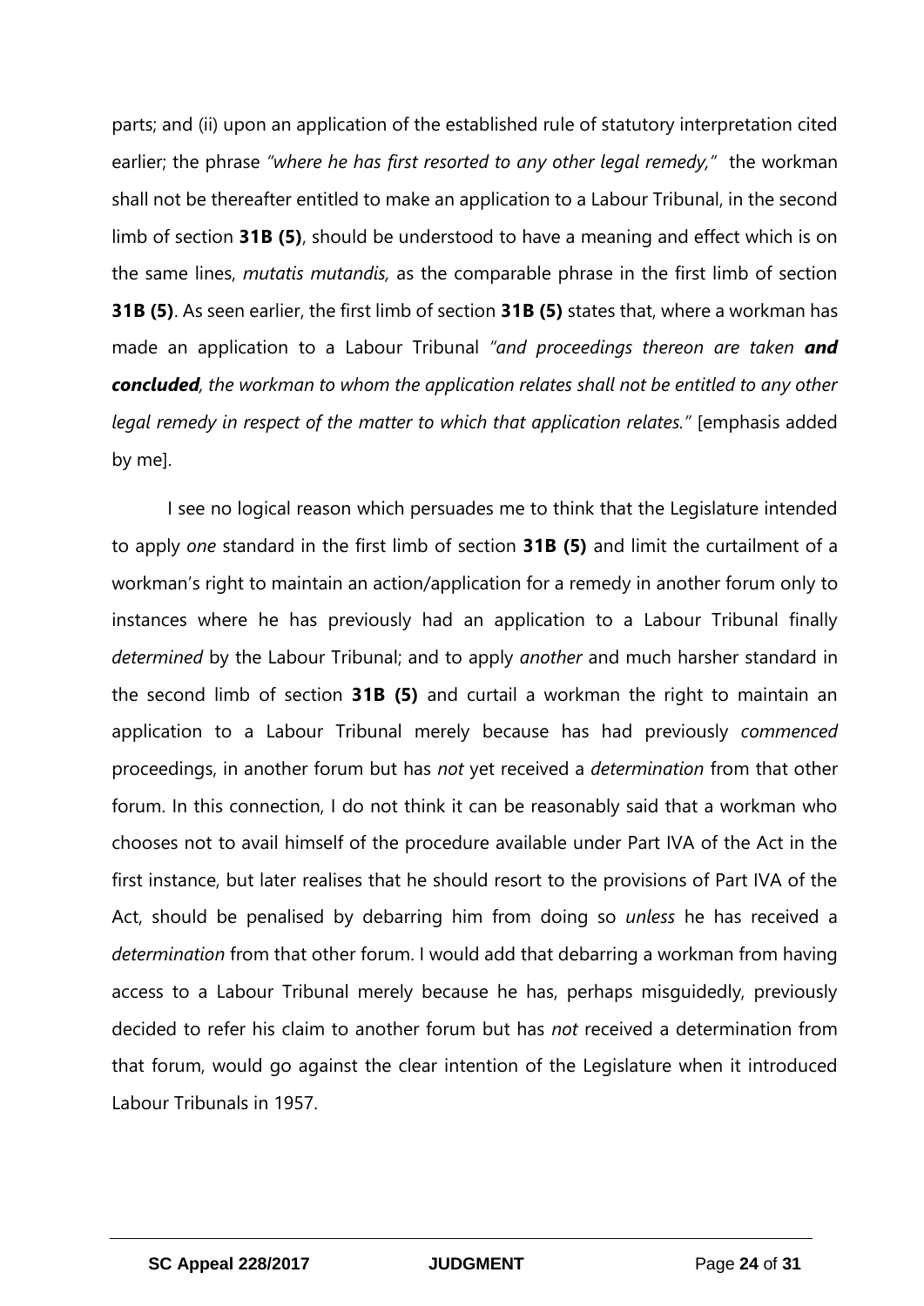parts; and (ii) upon an application of the established rule of statutory interpretation cited earlier; the phrase *"where he has first resorted to any other legal remedy,"* the workman shall not be thereafter entitled to make an application to a Labour Tribunal, in the second limb of section **31B (5)**, should be understood to have a meaning and effect which is on the same lines, *mutatis mutandis,* as the comparable phrase in the first limb of section **31B (5)**. As seen earlier, the first limb of section **31B (5)** states that, where a workman has made an application to a Labour Tribunal *"and proceedings thereon are taken* ***and concluded****, the workman to whom the application relates shall not be entitled to any other legal remedy in respect of the matter to which that application relates."* [emphasis added by me].

I see no logical reason which persuades me to think that the Legislature intended to apply *one* standard in the first limb of section **31B (5)** and limit the curtailment of a workman's right to maintain an action/application for a remedy in another forum only to instances where he has previously had an application to a Labour Tribunal finally *determined* by the Labour Tribunal; and to apply *another* and much harsher standard in the second limb of section **31B (5)** and curtail a workman the right to maintain an application to a Labour Tribunal merely because has had previously *commenced* proceedings, in another forum but has *not* yet received a *determination* from that other forum. In this connection, I do not think it can be reasonably said that a workman who chooses not to avail himself of the procedure available under Part IVA of the Act in the first instance, but later realises that he should resort to the provisions of Part IVA of the Act, should be penalised by debarring him from doing so *unless* he has received a *determination* from that other forum. I would add that debarring a workman from having access to a Labour Tribunal merely because he has, perhaps misguidedly, previously decided to refer his claim to another forum but has *not* received a determination from that forum, would go against the clear intention of the Legislature when it introduced Labour Tribunals in 1957.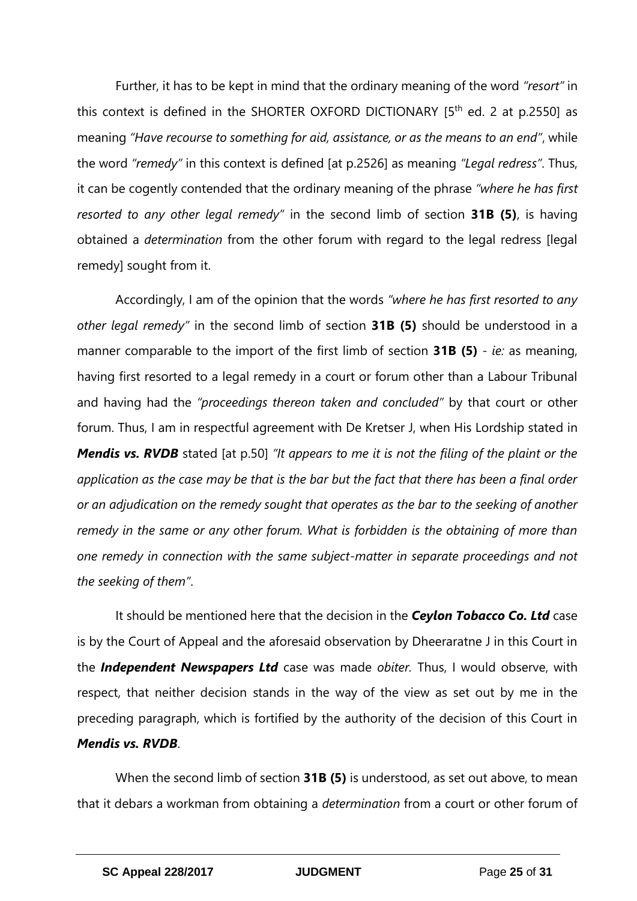Further, it has to be kept in mind that the ordinary meaning of the word *"resort"* in this context is defined in the SHORTER OXFORD DICTIONARY [5th ed. 2 at p.2550] as meaning *"Have recourse to something for aid, assistance, or as the means to an end"*, while the word *"remedy"* in this context is defined [at p.2526] as meaning *"Legal redress"*. Thus, it can be cogently contended that the ordinary meaning of the phrase *"where he has first resorted to any other legal remedy"* in the second limb of section **31B (5)**, is having obtained a *determination* from the other forum with regard to the legal redress [legal remedy] sought from it.

Accordingly, I am of the opinion that the words *"where he has first resorted to any other legal remedy"* in the second limb of section **31B (5)** should be understood in a manner comparable to the import of the first limb of section **31B (5)** - *ie:* as meaning, having first resorted to a legal remedy in a court or forum other than a Labour Tribunal and having had the *"proceedings thereon taken and concluded"* by that court or other forum. Thus, I am in respectful agreement with De Kretser J, when His Lordship stated in ***Mendis vs. RVDB*** stated [at p.50] *"It appears to me it is not the filing of the plaint or the application as the case may be that is the bar but the fact that there has been a final order or an adjudication on the remedy sought that operates as the bar to the seeking of another remedy in the same or any other forum. What is forbidden is the obtaining of more than one remedy in connection with the same subject-matter in separate proceedings and not the seeking of them"*.

It should be mentioned here that the decision in the ***Ceylon Tobacco Co. Ltd*** case is by the Court of Appeal and the aforesaid observation by Dheeraratne J in this Court in the ***Independent Newspapers Ltd*** case was made *obiter*. Thus, I would observe, with respect, that neither decision stands in the way of the view as set out by me in the preceding paragraph, which is fortified by the authority of the decision of this Court in ***Mendis vs. RVDB***.

When the second limb of section **31B (5)** is understood, as set out above, to mean that it debars a workman from obtaining a *determination* from a court or other forum of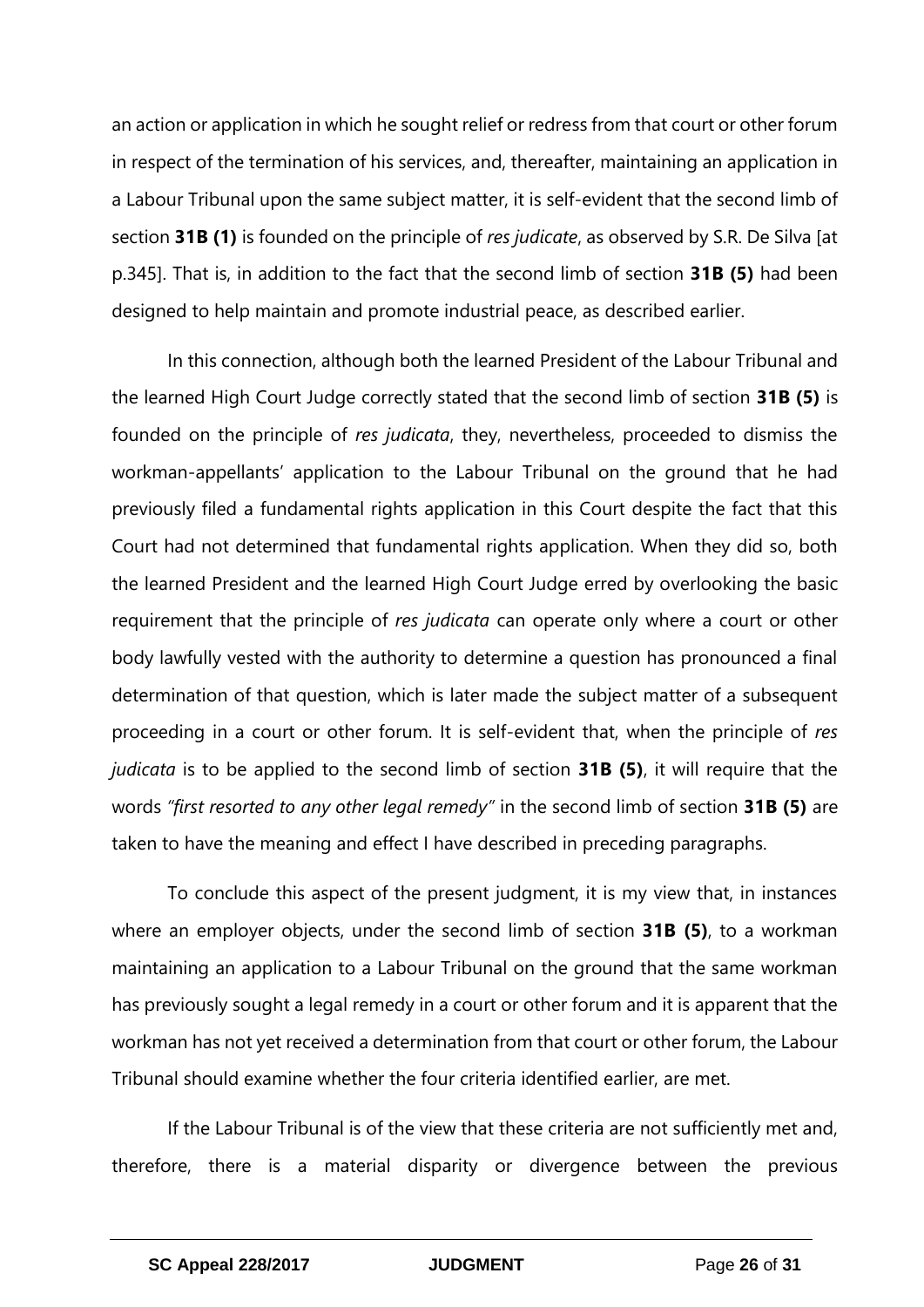an action or application in which he sought relief or redress from that court or other forum in respect of the termination of his services, and, thereafter, maintaining an application in a Labour Tribunal upon the same subject matter, it is self-evident that the second limb of section **31B (1)** is founded on the principle of *res judicate*, as observed by S.R. De Silva [at p.345]. That is, in addition to the fact that the second limb of section **31B (5)** had been designed to help maintain and promote industrial peace, as described earlier.

In this connection, although both the learned President of the Labour Tribunal and the learned High Court Judge correctly stated that the second limb of section **31B (5)** is founded on the principle of *res judicata*, they, nevertheless, proceeded to dismiss the workman-appellants' application to the Labour Tribunal on the ground that he had previously filed a fundamental rights application in this Court despite the fact that this Court had not determined that fundamental rights application. When they did so, both the learned President and the learned High Court Judge erred by overlooking the basic requirement that the principle of *res judicata* can operate only where a court or other body lawfully vested with the authority to determine a question has pronounced a final determination of that question, which is later made the subject matter of a subsequent proceeding in a court or other forum. It is self-evident that, when the principle of *res judicata* is to be applied to the second limb of section **31B (5)**, it will require that the words *"first resorted to any other legal remedy"* in the second limb of section **31B (5)** are taken to have the meaning and effect I have described in preceding paragraphs.

To conclude this aspect of the present judgment, it is my view that, in instances where an employer objects, under the second limb of section **31B (5)**, to a workman maintaining an application to a Labour Tribunal on the ground that the same workman has previously sought a legal remedy in a court or other forum and it is apparent that the workman has not yet received a determination from that court or other forum, the Labour Tribunal should examine whether the four criteria identified earlier, are met.

If the Labour Tribunal is of the view that these criteria are not sufficiently met and, therefore, there is a material disparity or divergence between the previous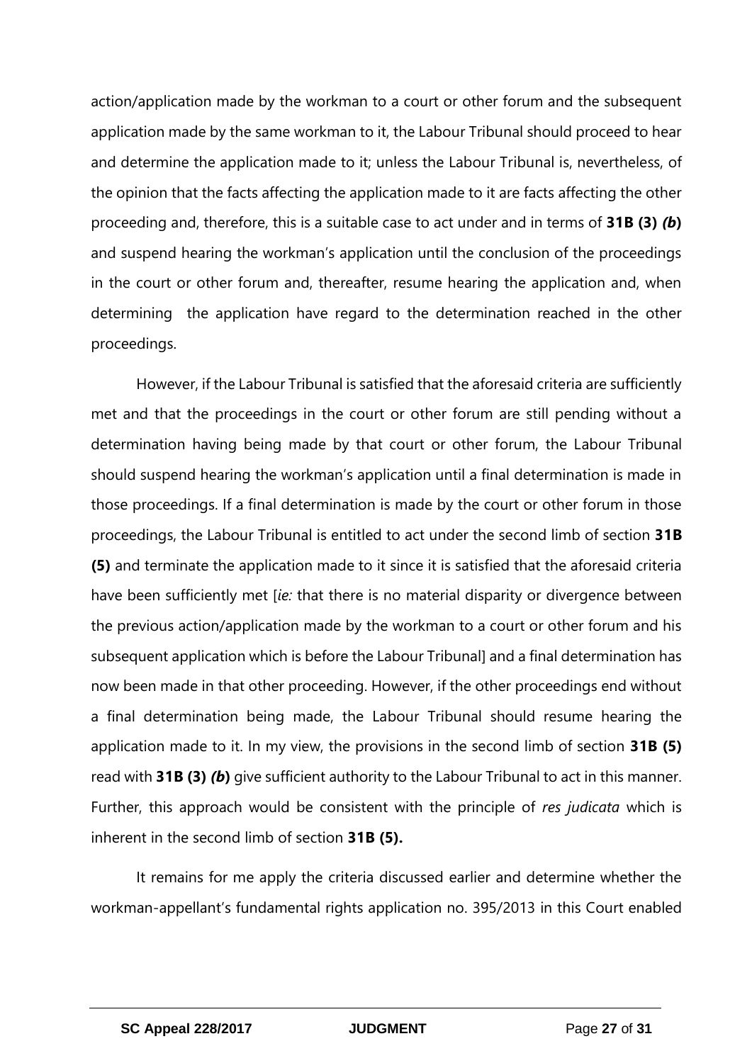action/application made by the workman to a court or other forum and the subsequent application made by the same workman to it, the Labour Tribunal should proceed to hear and determine the application made to it; unless the Labour Tribunal is, nevertheless, of the opinion that the facts affecting the application made to it are facts affecting the other proceeding and, therefore, this is a suitable case to act under and in terms of **31B (3)** ***(b*)** and suspend hearing the workman's application until the conclusion of the proceedings in the court or other forum and, thereafter, resume hearing the application and, when determining the application have regard to the determination reached in the other proceedings.

However, if the Labour Tribunal is satisfied that the aforesaid criteria are sufficiently met and that the proceedings in the court or other forum are still pending without a determination having being made by that court or other forum, the Labour Tribunal should suspend hearing the workman's application until a final determination is made in those proceedings. If a final determination is made by the court or other forum in those proceedings, the Labour Tribunal is entitled to act under the second limb of section **31B (5)** and terminate the application made to it since it is satisfied that the aforesaid criteria have been sufficiently met [*ie:* that there is no material disparity or divergence between the previous action/application made by the workman to a court or other forum and his subsequent application which is before the Labour Tribunal] and a final determination has now been made in that other proceeding. However, if the other proceedings end without a final determination being made, the Labour Tribunal should resume hearing the application made to it. In my view, the provisions in the second limb of section **31B (5)** read with **31B (3)** ***(b*)** give sufficient authority to the Labour Tribunal to act in this manner. Further, this approach would be consistent with the principle of *res judicata* which is inherent in the second limb of section **31B (5).**

It remains for me apply the criteria discussed earlier and determine whether the workman-appellant's fundamental rights application no. 395/2013 in this Court enabled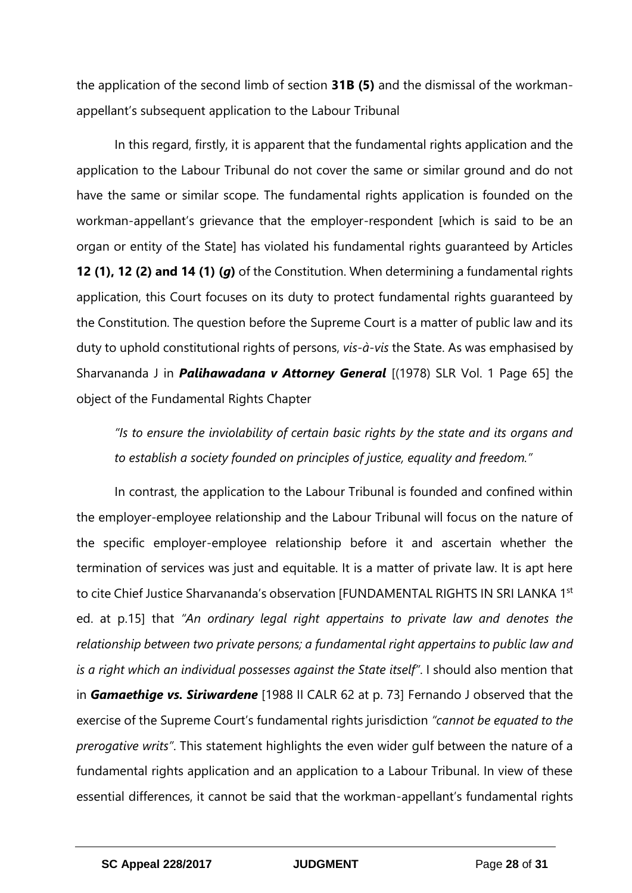the application of the second limb of section **31B (5)** and the dismissal of the workman-appellant's subsequent application to the Labour Tribunal

In this regard, firstly, it is apparent that the fundamental rights application and the application to the Labour Tribunal do not cover the same or similar ground and do not have the same or similar scope. The fundamental rights application is founded on the workman-appellant's grievance that the employer-respondent [which is said to be an organ or entity of the State] has violated his fundamental rights guaranteed by Articles **12 (1), 12 (2) and 14 (1) (*g*)** of the Constitution. When determining a fundamental rights application, this Court focuses on its duty to protect fundamental rights guaranteed by the Constitution. The question before the Supreme Court is a matter of public law and its duty to uphold constitutional rights of persons, *vis-à-vis* the State. As was emphasised by Sharvananda J in ***Palihawadana v Attorney General*** [(1978) SLR Vol. 1 Page 65] the object of the Fundamental Rights Chapter

> *"Is to ensure the inviolability of certain basic rights by the state and its organs and to establish a society founded on principles of justice, equality and freedom."*

In contrast, the application to the Labour Tribunal is founded and confined within the employer-employee relationship and the Labour Tribunal will focus on the nature of the specific employer-employee relationship before it and ascertain whether the termination of services was just and equitable. It is a matter of private law. It is apt here to cite Chief Justice Sharvananda's observation [FUNDAMENTAL RIGHTS IN SRI LANKA 1st ed. at p.15] that *"An ordinary legal right appertains to private law and denotes the relationship between two private persons; a fundamental right appertains to public law and is a right which an individual possesses against the State itself"*. I should also mention that in ***Gamaethige vs. Siriwardene*** [1988 II CALR 62 at p. 73] Fernando J observed that the exercise of the Supreme Court's fundamental rights jurisdiction *"cannot be equated to the prerogative writs"*. This statement highlights the even wider gulf between the nature of a fundamental rights application and an application to a Labour Tribunal. In view of these essential differences, it cannot be said that the workman-appellant's fundamental rights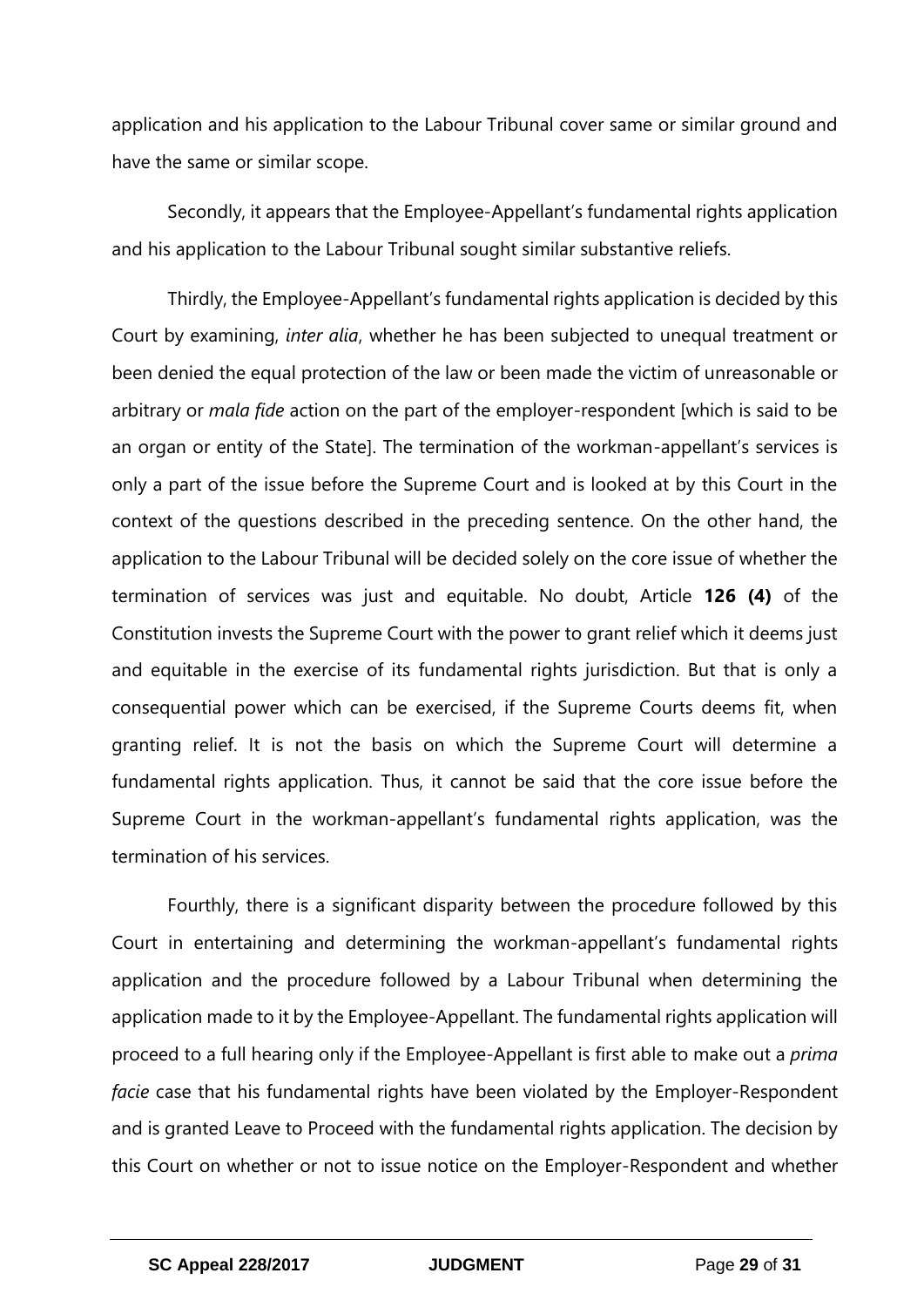application and his application to the Labour Tribunal cover same or similar ground and have the same or similar scope.

Secondly, it appears that the Employee-Appellant's fundamental rights application and his application to the Labour Tribunal sought similar substantive reliefs.

Thirdly, the Employee-Appellant's fundamental rights application is decided by this Court by examining, *inter alia*, whether he has been subjected to unequal treatment or been denied the equal protection of the law or been made the victim of unreasonable or arbitrary or *mala fide* action on the part of the employer-respondent [which is said to be an organ or entity of the State]. The termination of the workman-appellant's services is only a part of the issue before the Supreme Court and is looked at by this Court in the context of the questions described in the preceding sentence. On the other hand, the application to the Labour Tribunal will be decided solely on the core issue of whether the termination of services was just and equitable. No doubt, Article **126 (4)** of the Constitution invests the Supreme Court with the power to grant relief which it deems just and equitable in the exercise of its fundamental rights jurisdiction. But that is only a consequential power which can be exercised, if the Supreme Courts deems fit, when granting relief. It is not the basis on which the Supreme Court will determine a fundamental rights application. Thus, it cannot be said that the core issue before the Supreme Court in the workman-appellant's fundamental rights application, was the termination of his services.

Fourthly, there is a significant disparity between the procedure followed by this Court in entertaining and determining the workman-appellant's fundamental rights application and the procedure followed by a Labour Tribunal when determining the application made to it by the Employee-Appellant. The fundamental rights application will proceed to a full hearing only if the Employee-Appellant is first able to make out a *prima facie* case that his fundamental rights have been violated by the Employer-Respondent and is granted Leave to Proceed with the fundamental rights application. The decision by this Court on whether or not to issue notice on the Employer-Respondent and whether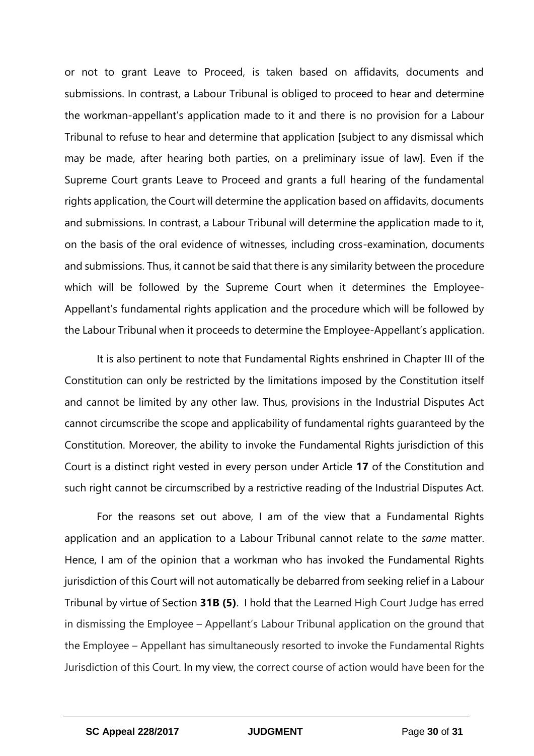or not to grant Leave to Proceed, is taken based on affidavits, documents and submissions. In contrast, a Labour Tribunal is obliged to proceed to hear and determine the workman-appellant's application made to it and there is no provision for a Labour Tribunal to refuse to hear and determine that application [subject to any dismissal which may be made, after hearing both parties, on a preliminary issue of law]. Even if the Supreme Court grants Leave to Proceed and grants a full hearing of the fundamental rights application, the Court will determine the application based on affidavits, documents and submissions. In contrast, a Labour Tribunal will determine the application made to it, on the basis of the oral evidence of witnesses, including cross-examination, documents and submissions. Thus, it cannot be said that there is any similarity between the procedure which will be followed by the Supreme Court when it determines the Employee-Appellant's fundamental rights application and the procedure which will be followed by the Labour Tribunal when it proceeds to determine the Employee-Appellant's application.

It is also pertinent to note that Fundamental Rights enshrined in Chapter III of the Constitution can only be restricted by the limitations imposed by the Constitution itself and cannot be limited by any other law. Thus, provisions in the Industrial Disputes Act cannot circumscribe the scope and applicability of fundamental rights guaranteed by the Constitution. Moreover, the ability to invoke the Fundamental Rights jurisdiction of this Court is a distinct right vested in every person under Article **17** of the Constitution and such right cannot be circumscribed by a restrictive reading of the Industrial Disputes Act.

For the reasons set out above, I am of the view that a Fundamental Rights application and an application to a Labour Tribunal cannot relate to the *same* matter. Hence, I am of the opinion that a workman who has invoked the Fundamental Rights jurisdiction of this Court will not automatically be debarred from seeking relief in a Labour Tribunal by virtue of Section **31B (5)**. I hold that the Learned High Court Judge has erred in dismissing the Employee – Appellant's Labour Tribunal application on the ground that the Employee – Appellant has simultaneously resorted to invoke the Fundamental Rights Jurisdiction of this Court. In my view, the correct course of action would have been for the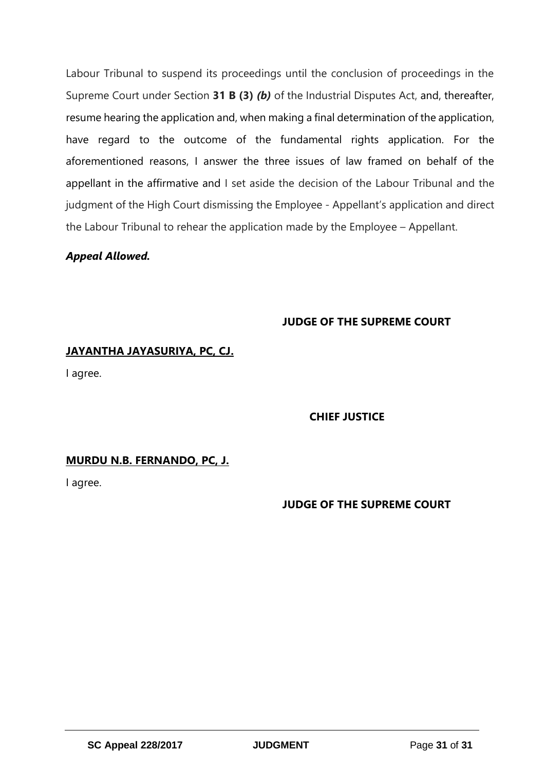Labour Tribunal to suspend its proceedings until the conclusion of proceedings in the Supreme Court under Section **31 B (3)** ***(b)*** of the Industrial Disputes Act, and, thereafter, resume hearing the application and, when making a final determination of the application, have regard to the outcome of the fundamental rights application. For the aforementioned reasons, I answer the three issues of law framed on behalf of the appellant in the affirmative and I set aside the decision of the Labour Tribunal and the judgment of the High Court dismissing the Employee - Appellant's application and direct the Labour Tribunal to rehear the application made by the Employee – Appellant.

***Appeal Allowed.***

**JUDGE OF THE SUPREME COURT**

**JAYANTHA JAYASURIYA, PC, CJ.**

I agree.

**CHIEF JUSTICE**

**MURDU N.B. FERNANDO, PC, J.**

I agree.

**JUDGE OF THE SUPREME COURT**